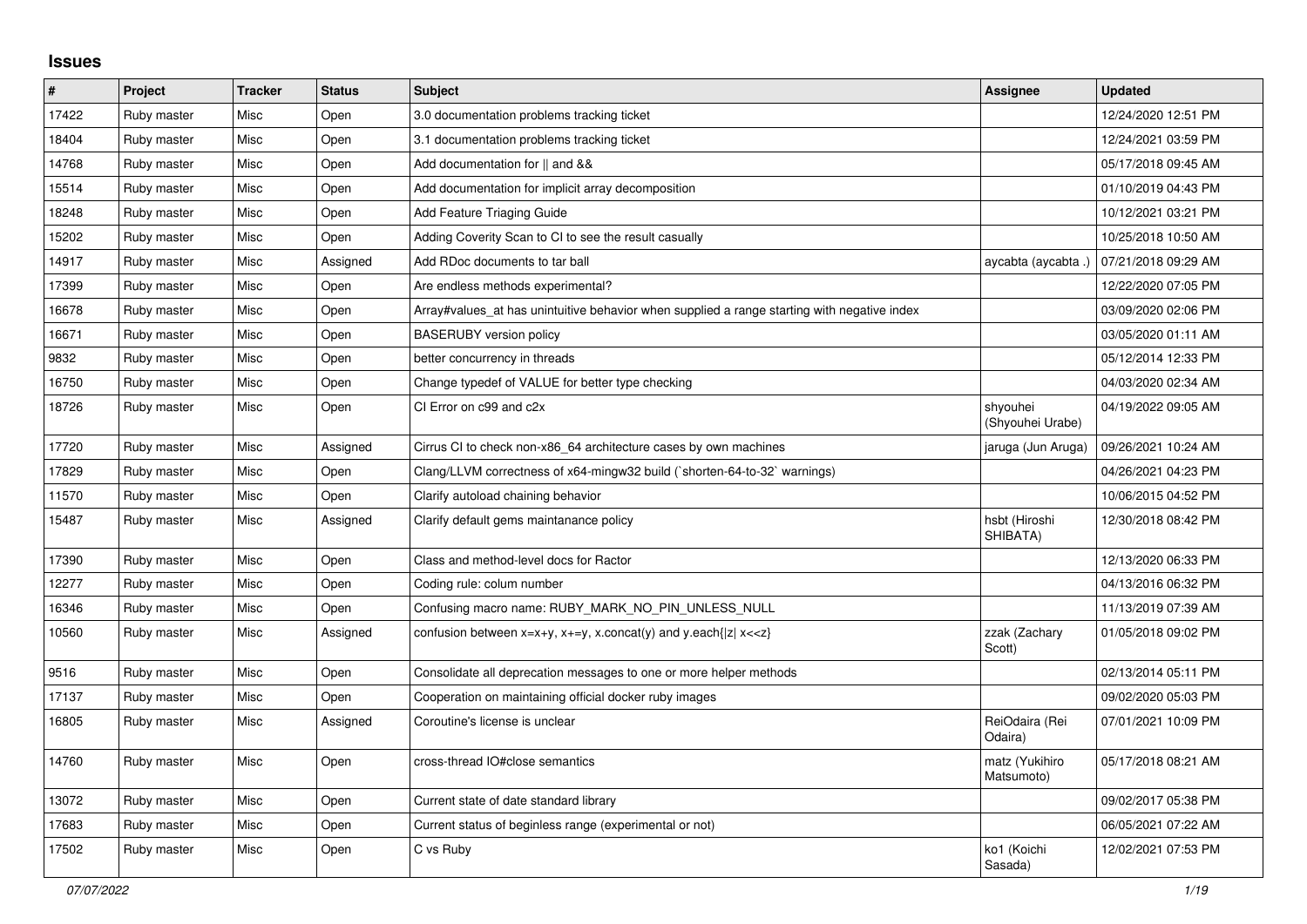# Issues

| # | Project | Tracker | Status | Subject | Assignee | Updated |
|---|---|---|---|---|---|---|
| 17422 | Ruby master | Misc | Open | 3.0 documentation problems tracking ticket | | 12/24/2020 12:51 PM |
| 18404 | Ruby master | Misc | Open | 3.1 documentation problems tracking ticket | | 12/24/2021 03:59 PM |
| 14768 | Ruby master | Misc | Open | Add documentation for \|\| and && | | 05/17/2018 09:45 AM |
| 15514 | Ruby master | Misc | Open | Add documentation for implicit array decomposition | | 01/10/2019 04:43 PM |
| 18248 | Ruby master | Misc | Open | Add Feature Triaging Guide | | 10/12/2021 03:21 PM |
| 15202 | Ruby master | Misc | Open | Adding Coverity Scan to CI to see the result casually | | 10/25/2018 10:50 AM |
| 14917 | Ruby master | Misc | Assigned | Add RDoc documents to tar ball | aycabta (aycabta .) | 07/21/2018 09:29 AM |
| 17399 | Ruby master | Misc | Open | Are endless methods experimental? | | 12/22/2020 07:05 PM |
| 16678 | Ruby master | Misc | Open | Array#values_at has unintuitive behavior when supplied a range starting with negative index | | 03/09/2020 02:06 PM |
| 16671 | Ruby master | Misc | Open | BASERUBY version policy | | 03/05/2020 01:11 AM |
| 9832 | Ruby master | Misc | Open | better concurrency in threads | | 05/12/2014 12:33 PM |
| 16750 | Ruby master | Misc | Open | Change typedef of VALUE for better type checking | | 04/03/2020 02:34 AM |
| 18726 | Ruby master | Misc | Open | CI Error on c99 and c2x | shyouhei (Shyouhei Urabe) | 04/19/2022 09:05 AM |
| 17720 | Ruby master | Misc | Assigned | Cirrus CI to check non-x86_64 architecture cases by own machines | jaruga (Jun Aruga) | 09/26/2021 10:24 AM |
| 17829 | Ruby master | Misc | Open | Clang/LLVM correctness of x64-mingw32 build (`shorten-64-to-32` warnings) | | 04/26/2021 04:23 PM |
| 11570 | Ruby master | Misc | Open | Clarify autoload chaining behavior | | 10/06/2015 04:52 PM |
| 15487 | Ruby master | Misc | Assigned | Clarify default gems maintanance policy | hsbt (Hiroshi SHIBATA) | 12/30/2018 08:42 PM |
| 17390 | Ruby master | Misc | Open | Class and method-level docs for Ractor | | 12/13/2020 06:33 PM |
| 12277 | Ruby master | Misc | Open | Coding rule: colum number | | 04/13/2016 06:32 PM |
| 16346 | Ruby master | Misc | Open | Confusing macro name: RUBY_MARK_NO_PIN_UNLESS_NULL | | 11/13/2019 07:39 AM |
| 10560 | Ruby master | Misc | Assigned | confusion between x=x+y, x+=y, x.concat(y) and y.each{\|z\| x<<z} | zzak (Zachary Scott) | 01/05/2018 09:02 PM |
| 9516 | Ruby master | Misc | Open | Consolidate all deprecation messages to one or more helper methods | | 02/13/2014 05:11 PM |
| 17137 | Ruby master | Misc | Open | Cooperation on maintaining official docker ruby images | | 09/02/2020 05:03 PM |
| 16805 | Ruby master | Misc | Assigned | Coroutine's license is unclear | ReiOdaira (Rei Odaira) | 07/01/2021 10:09 PM |
| 14760 | Ruby master | Misc | Open | cross-thread IO#close semantics | matz (Yukihiro Matsumoto) | 05/17/2018 08:21 AM |
| 13072 | Ruby master | Misc | Open | Current state of date standard library | | 09/02/2017 05:38 PM |
| 17683 | Ruby master | Misc | Open | Current status of beginless range (experimental or not) | | 06/05/2021 07:22 AM |
| 17502 | Ruby master | Misc | Open | C vs Ruby | ko1 (Koichi Sasada) | 12/02/2021 07:53 PM |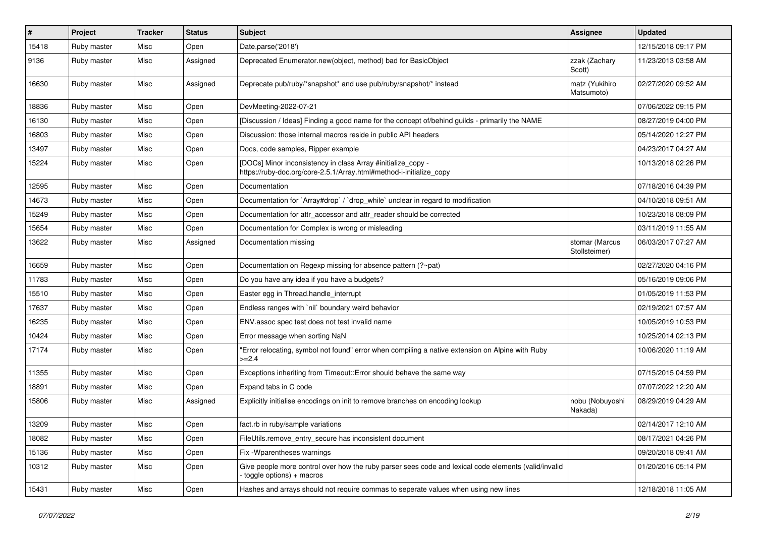| # | Project | Tracker | Status | Subject | Assignee | Updated |
|---|---|---|---|---|---|---|
| 15418 | Ruby master | Misc | Open | Date.parse('2018') | | 12/15/2018 09:17 PM |
| 9136 | Ruby master | Misc | Assigned | Deprecated Enumerator.new(object, method) bad for BasicObject | zzak (Zachary Scott) | 11/23/2013 03:58 AM |
| 16630 | Ruby master | Misc | Assigned | Deprecate pub/ruby/*snapshot* and use pub/ruby/snapshot/* instead | matz (Yukihiro Matsumoto) | 02/27/2020 09:52 AM |
| 18836 | Ruby master | Misc | Open | DevMeeting-2022-07-21 | | 07/06/2022 09:15 PM |
| 16130 | Ruby master | Misc | Open | [Discussion / Ideas] Finding a good name for the concept of/behind guilds - primarily the NAME | | 08/27/2019 04:00 PM |
| 16803 | Ruby master | Misc | Open | Discussion: those internal macros reside in public API headers | | 05/14/2020 12:27 PM |
| 13497 | Ruby master | Misc | Open | Docs, code samples, Ripper example | | 04/23/2017 04:27 AM |
| 15224 | Ruby master | Misc | Open | [DOCs] Minor inconsistency in class Array #initialize_copy - https://ruby-doc.org/core-2.5.1/Array.html#method-i-initialize_copy | | 10/13/2018 02:26 PM |
| 12595 | Ruby master | Misc | Open | Documentation | | 07/18/2016 04:39 PM |
| 14673 | Ruby master | Misc | Open | Documentation for `Array#drop` / `drop_while` unclear in regard to modification | | 04/10/2018 09:51 AM |
| 15249 | Ruby master | Misc | Open | Documentation for attr_accessor and attr_reader should be corrected | | 10/23/2018 08:09 PM |
| 15654 | Ruby master | Misc | Open | Documentation for Complex is wrong or misleading | | 03/11/2019 11:55 AM |
| 13622 | Ruby master | Misc | Assigned | Documentation missing | stomar (Marcus Stollsteimer) | 06/03/2017 07:27 AM |
| 16659 | Ruby master | Misc | Open | Documentation on Regexp missing for absence pattern (?~pat) | | 02/27/2020 04:16 PM |
| 11783 | Ruby master | Misc | Open | Do you have any idea if you have a budgets? | | 05/16/2019 09:06 PM |
| 15510 | Ruby master | Misc | Open | Easter egg in Thread.handle_interrupt | | 01/05/2019 11:53 PM |
| 17637 | Ruby master | Misc | Open | Endless ranges with `nil` boundary weird behavior | | 02/19/2021 07:57 AM |
| 16235 | Ruby master | Misc | Open | ENV.assoc spec test does not test invalid name | | 10/05/2019 10:53 PM |
| 10424 | Ruby master | Misc | Open | Error message when sorting NaN | | 10/25/2014 02:13 PM |
| 17174 | Ruby master | Misc | Open | "Error relocating, symbol not found" error when compiling a native extension on Alpine with Ruby >=2.4 | | 10/06/2020 11:19 AM |
| 11355 | Ruby master | Misc | Open | Exceptions inheriting from Timeout::Error should behave the same way | | 07/15/2015 04:59 PM |
| 18891 | Ruby master | Misc | Open | Expand tabs in C code | | 07/07/2022 12:20 AM |
| 15806 | Ruby master | Misc | Assigned | Explicitly initialise encodings on init to remove branches on encoding lookup | nobu (Nobuyoshi Nakada) | 08/29/2019 04:29 AM |
| 13209 | Ruby master | Misc | Open | fact.rb in ruby/sample variations | | 02/14/2017 12:10 AM |
| 18082 | Ruby master | Misc | Open | FileUtils.remove_entry_secure has inconsistent document | | 08/17/2021 04:26 PM |
| 15136 | Ruby master | Misc | Open | Fix -Wparentheses warnings | | 09/20/2018 09:41 AM |
| 10312 | Ruby master | Misc | Open | Give people more control over how the ruby parser sees code and lexical code elements (valid/invalid - toggle options) + macros | | 01/20/2016 05:14 PM |
| 15431 | Ruby master | Misc | Open | Hashes and arrays should not require commas to seperate values when using new lines | | 12/18/2018 11:05 AM |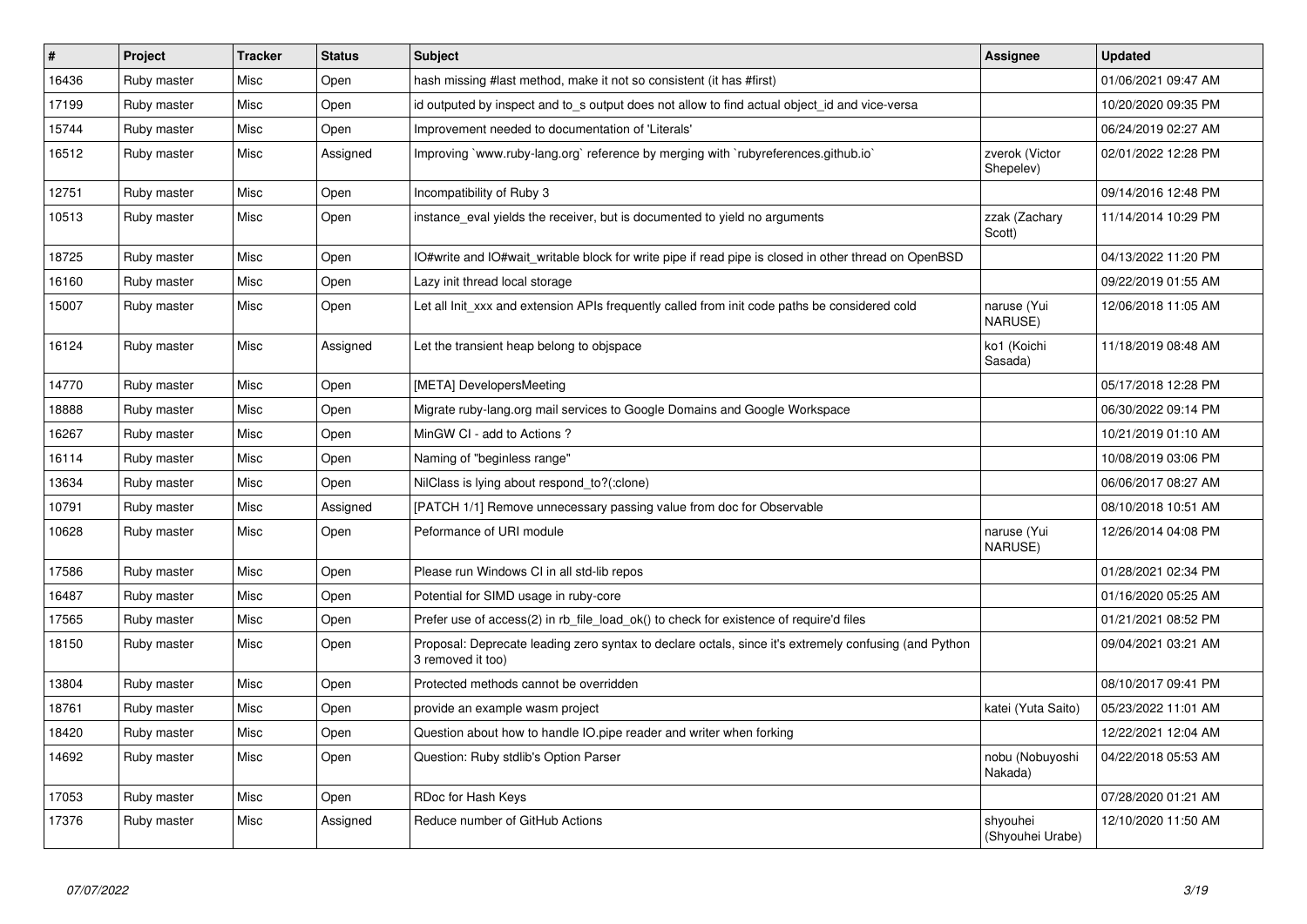| # | Project | Tracker | Status | Subject | Assignee | Updated |
| --- | --- | --- | --- | --- | --- | --- |
| 16436 | Ruby master | Misc | Open | hash missing #last method, make it not so consistent (it has #first) | | 01/06/2021 09:47 AM |
| 17199 | Ruby master | Misc | Open | id outputed by inspect and to_s output does not allow to find actual object_id and vice-versa | | 10/20/2020 09:35 PM |
| 15744 | Ruby master | Misc | Open | Improvement needed to documentation of 'Literals' | | 06/24/2019 02:27 AM |
| 16512 | Ruby master | Misc | Assigned | Improving `www.ruby-lang.org` reference by merging with `rubyreferences.github.io` | zverok (Victor Shepelev) | 02/01/2022 12:28 PM |
| 12751 | Ruby master | Misc | Open | Incompatibility of Ruby 3 | | 09/14/2016 12:48 PM |
| 10513 | Ruby master | Misc | Open | instance_eval yields the receiver, but is documented to yield no arguments | zzak (Zachary Scott) | 11/14/2014 10:29 PM |
| 18725 | Ruby master | Misc | Open | IO#write and IO#wait_writable block for write pipe if read pipe is closed in other thread on OpenBSD | | 04/13/2022 11:20 PM |
| 16160 | Ruby master | Misc | Open | Lazy init thread local storage | | 09/22/2019 01:55 AM |
| 15007 | Ruby master | Misc | Open | Let all Init_xxx and extension APIs frequently called from init code paths be considered cold | naruse (Yui NARUSE) | 12/06/2018 11:05 AM |
| 16124 | Ruby master | Misc | Assigned | Let the transient heap belong to objspace | ko1 (Koichi Sasada) | 11/18/2019 08:48 AM |
| 14770 | Ruby master | Misc | Open | [META] DevelopersMeeting | | 05/17/2018 12:28 PM |
| 18888 | Ruby master | Misc | Open | Migrate ruby-lang.org mail services to Google Domains and Google Workspace | | 06/30/2022 09:14 PM |
| 16267 | Ruby master | Misc | Open | MinGW CI - add to Actions ? | | 10/21/2019 01:10 AM |
| 16114 | Ruby master | Misc | Open | Naming of "beginless range" | | 10/08/2019 03:06 PM |
| 13634 | Ruby master | Misc | Open | NilClass is lying about respond_to?(:clone) | | 06/06/2017 08:27 AM |
| 10791 | Ruby master | Misc | Assigned | [PATCH 1/1] Remove unnecessary passing value from doc for Observable | | 08/10/2018 10:51 AM |
| 10628 | Ruby master | Misc | Open | Peformance of URI module | naruse (Yui NARUSE) | 12/26/2014 04:08 PM |
| 17586 | Ruby master | Misc | Open | Please run Windows CI in all std-lib repos | | 01/28/2021 02:34 PM |
| 16487 | Ruby master | Misc | Open | Potential for SIMD usage in ruby-core | | 01/16/2020 05:25 AM |
| 17565 | Ruby master | Misc | Open | Prefer use of access(2) in rb_file_load_ok() to check for existence of require'd files | | 01/21/2021 08:52 PM |
| 18150 | Ruby master | Misc | Open | Proposal: Deprecate leading zero syntax to declare octals, since it's extremely confusing (and Python 3 removed it too) | | 09/04/2021 03:21 AM |
| 13804 | Ruby master | Misc | Open | Protected methods cannot be overridden | | 08/10/2017 09:41 PM |
| 18761 | Ruby master | Misc | Open | provide an example wasm project | katei (Yuta Saito) | 05/23/2022 11:01 AM |
| 18420 | Ruby master | Misc | Open | Question about how to handle IO.pipe reader and writer when forking | | 12/22/2021 12:04 AM |
| 14692 | Ruby master | Misc | Open | Question: Ruby stdlib's Option Parser | nobu (Nobuyoshi Nakada) | 04/22/2018 05:53 AM |
| 17053 | Ruby master | Misc | Open | RDoc for Hash Keys | | 07/28/2020 01:21 AM |
| 17376 | Ruby master | Misc | Assigned | Reduce number of GitHub Actions | shyouhei (Shyouhei Urabe) | 12/10/2020 11:50 AM |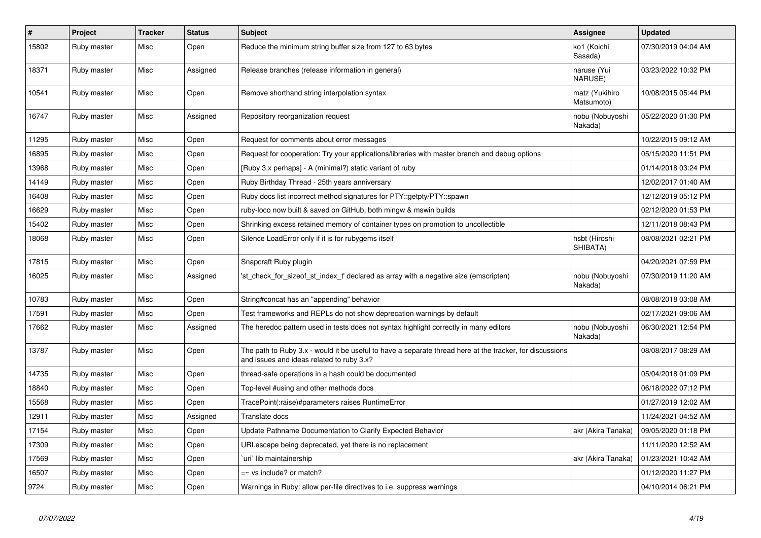| # | Project | Tracker | Status | Subject | Assignee | Updated |
|---|---|---|---|---|---|---|
| 15802 | Ruby master | Misc | Open | Reduce the minimum string buffer size from 127 to 63 bytes | ko1 (Koichi Sasada) | 07/30/2019 04:04 AM |
| 18371 | Ruby master | Misc | Assigned | Release branches (release information in general) | naruse (Yui NARUSE) | 03/23/2022 10:32 PM |
| 10541 | Ruby master | Misc | Open | Remove shorthand string interpolation syntax | matz (Yukihiro Matsumoto) | 10/08/2015 05:44 PM |
| 16747 | Ruby master | Misc | Assigned | Repository reorganization request | nobu (Nobuyoshi Nakada) | 05/22/2020 01:30 PM |
| 11295 | Ruby master | Misc | Open | Request for comments about error messages | | 10/22/2015 09:12 AM |
| 16895 | Ruby master | Misc | Open | Request for cooperation: Try your applications/libraries with master branch and debug options | | 05/15/2020 11:51 PM |
| 13968 | Ruby master | Misc | Open | [Ruby 3.x perhaps] - A (minimal?) static variant of ruby | | 01/14/2018 03:24 PM |
| 14149 | Ruby master | Misc | Open | Ruby Birthday Thread - 25th years anniversary | | 12/02/2017 01:40 AM |
| 16408 | Ruby master | Misc | Open | Ruby docs list incorrect method signatures for PTY::getpty/PTY::spawn | | 12/12/2019 05:12 PM |
| 16629 | Ruby master | Misc | Open | ruby-loco now built & saved on GitHub, both mingw & mswin builds | | 02/12/2020 01:53 PM |
| 15402 | Ruby master | Misc | Open | Shrinking excess retained memory of container types on promotion to uncollectible | | 12/11/2018 08:43 PM |
| 18068 | Ruby master | Misc | Open | Silence LoadError only if it is for rubygems itself | hsbt (Hiroshi SHIBATA) | 08/08/2021 02:21 PM |
| 17815 | Ruby master | Misc | Open | Snapcraft Ruby plugin | | 04/20/2021 07:59 PM |
| 16025 | Ruby master | Misc | Assigned | 'st_check_for_sizeof_st_index_t' declared as array with a negative size (emscripten) | nobu (Nobuyoshi Nakada) | 07/30/2019 11:20 AM |
| 10783 | Ruby master | Misc | Open | String#concat has an "appending" behavior | | 08/08/2018 03:08 AM |
| 17591 | Ruby master | Misc | Open | Test frameworks and REPLs do not show deprecation warnings by default | | 02/17/2021 09:06 AM |
| 17662 | Ruby master | Misc | Assigned | The heredoc pattern used in tests does not syntax highlight correctly in many editors | nobu (Nobuyoshi Nakada) | 06/30/2021 12:54 PM |
| 13787 | Ruby master | Misc | Open | The path to Ruby 3.x - would it be useful to have a separate thread here at the tracker, for discussions and issues and ideas related to ruby 3.x? | | 08/08/2017 08:29 AM |
| 14735 | Ruby master | Misc | Open | thread-safe operations in a hash could be documented | | 05/04/2018 01:09 PM |
| 18840 | Ruby master | Misc | Open | Top-level #using and other methods docs | | 06/18/2022 07:12 PM |
| 15568 | Ruby master | Misc | Open | TracePoint(:raise)#parameters raises RuntimeError | | 01/27/2019 12:02 AM |
| 12911 | Ruby master | Misc | Assigned | Translate docs | | 11/24/2021 04:52 AM |
| 17154 | Ruby master | Misc | Open | Update Pathname Documentation to Clarify Expected Behavior | akr (Akira Tanaka) | 09/05/2020 01:18 PM |
| 17309 | Ruby master | Misc | Open | URI.escape being deprecated, yet there is no replacement | | 11/11/2020 12:52 AM |
| 17569 | Ruby master | Misc | Open | `uri` lib maintainership | akr (Akira Tanaka) | 01/23/2021 10:42 AM |
| 16507 | Ruby master | Misc | Open | =~ vs include? or match? | | 01/12/2020 11:27 PM |
| 9724 | Ruby master | Misc | Open | Warnings in Ruby: allow per-file directives to i.e. suppress warnings | | 04/10/2014 06:21 PM |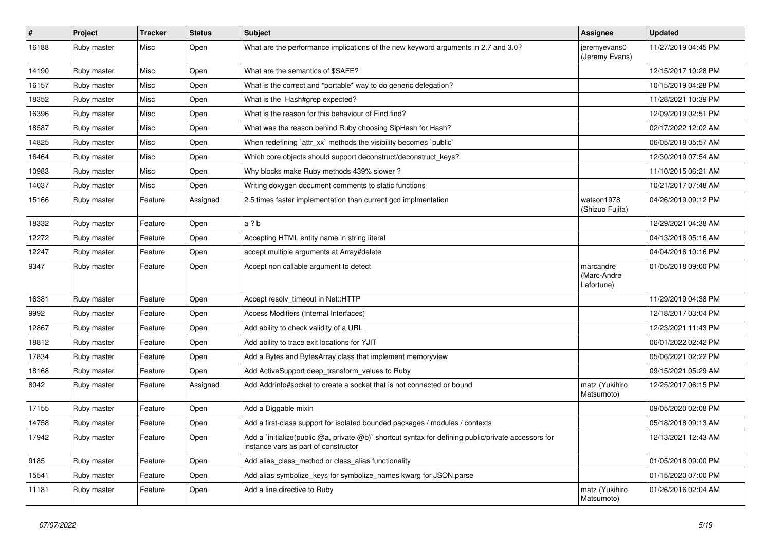| # | Project | Tracker | Status | Subject | Assignee | Updated |
|---|---|---|---|---|---|---|
| 16188 | Ruby master | Misc | Open | What are the performance implications of the new keyword arguments in 2.7 and 3.0? | jeremyevans0 (Jeremy Evans) | 11/27/2019 04:45 PM |
| 14190 | Ruby master | Misc | Open | What are the semantics of $SAFE? | | 12/15/2017 10:28 PM |
| 16157 | Ruby master | Misc | Open | What is the correct and *portable* way to do generic delegation? | | 10/15/2019 04:28 PM |
| 18352 | Ruby master | Misc | Open | What is the Hash#grep expected? | | 11/28/2021 10:39 PM |
| 16396 | Ruby master | Misc | Open | What is the reason for this behaviour of Find.find? | | 12/09/2019 02:51 PM |
| 18587 | Ruby master | Misc | Open | What was the reason behind Ruby choosing SipHash for Hash? | | 02/17/2022 12:02 AM |
| 14825 | Ruby master | Misc | Open | When redefining `attr_xx` methods the visibility becomes `public` | | 06/05/2018 05:57 AM |
| 16464 | Ruby master | Misc | Open | Which core objects should support deconstruct/deconstruct_keys? | | 12/30/2019 07:54 AM |
| 10983 | Ruby master | Misc | Open | Why blocks make Ruby methods 439% slower ? | | 11/10/2015 06:21 AM |
| 14037 | Ruby master | Misc | Open | Writing doxygen document comments to static functions | | 10/21/2017 07:48 AM |
| 15166 | Ruby master | Feature | Assigned | 2.5 times faster implementation than current gcd implmentation | watson1978 (Shizuo Fujita) | 04/26/2019 09:12 PM |
| 18332 | Ruby master | Feature | Open | a ? b | | 12/29/2021 04:38 AM |
| 12272 | Ruby master | Feature | Open | Accepting HTML entity name in string literal | | 04/13/2016 05:16 AM |
| 12247 | Ruby master | Feature | Open | accept multiple arguments at Array#delete | | 04/04/2016 10:16 PM |
| 9347 | Ruby master | Feature | Open | Accept non callable argument to detect | marcandre (Marc-Andre Lafortune) | 01/05/2018 09:00 PM |
| 16381 | Ruby master | Feature | Open | Accept resolv_timeout in Net::HTTP | | 11/29/2019 04:38 PM |
| 9992 | Ruby master | Feature | Open | Access Modifiers (Internal Interfaces) | | 12/18/2017 03:04 PM |
| 12867 | Ruby master | Feature | Open | Add ability to check validity of a URL | | 12/23/2021 11:43 PM |
| 18812 | Ruby master | Feature | Open | Add ability to trace exit locations for YJIT | | 06/01/2022 02:42 PM |
| 17834 | Ruby master | Feature | Open | Add a Bytes and BytesArray class that implement memoryview | | 05/06/2021 02:22 PM |
| 18168 | Ruby master | Feature | Open | Add ActiveSupport deep_transform_values to Ruby | | 09/15/2021 05:29 AM |
| 8042 | Ruby master | Feature | Assigned | Add Addrinfo#socket to create a socket that is not connected or bound | matz (Yukihiro Matsumoto) | 12/25/2017 06:15 PM |
| 17155 | Ruby master | Feature | Open | Add a Diggable mixin | | 09/05/2020 02:08 PM |
| 14758 | Ruby master | Feature | Open | Add a first-class support for isolated bounded packages / modules / contexts | | 05/18/2018 09:13 AM |
| 17942 | Ruby master | Feature | Open | Add a `initialize(public @a, private @b)` shortcut syntax for defining public/private accessors for instance vars as part of constructor | | 12/13/2021 12:43 AM |
| 9185 | Ruby master | Feature | Open | Add alias_class_method or class_alias functionality | | 01/05/2018 09:00 PM |
| 15541 | Ruby master | Feature | Open | Add alias symbolize_keys for symbolize_names kwarg for JSON.parse | | 01/15/2020 07:00 PM |
| 11181 | Ruby master | Feature | Open | Add a line directive to Ruby | matz (Yukihiro Matsumoto) | 01/26/2016 02:04 AM |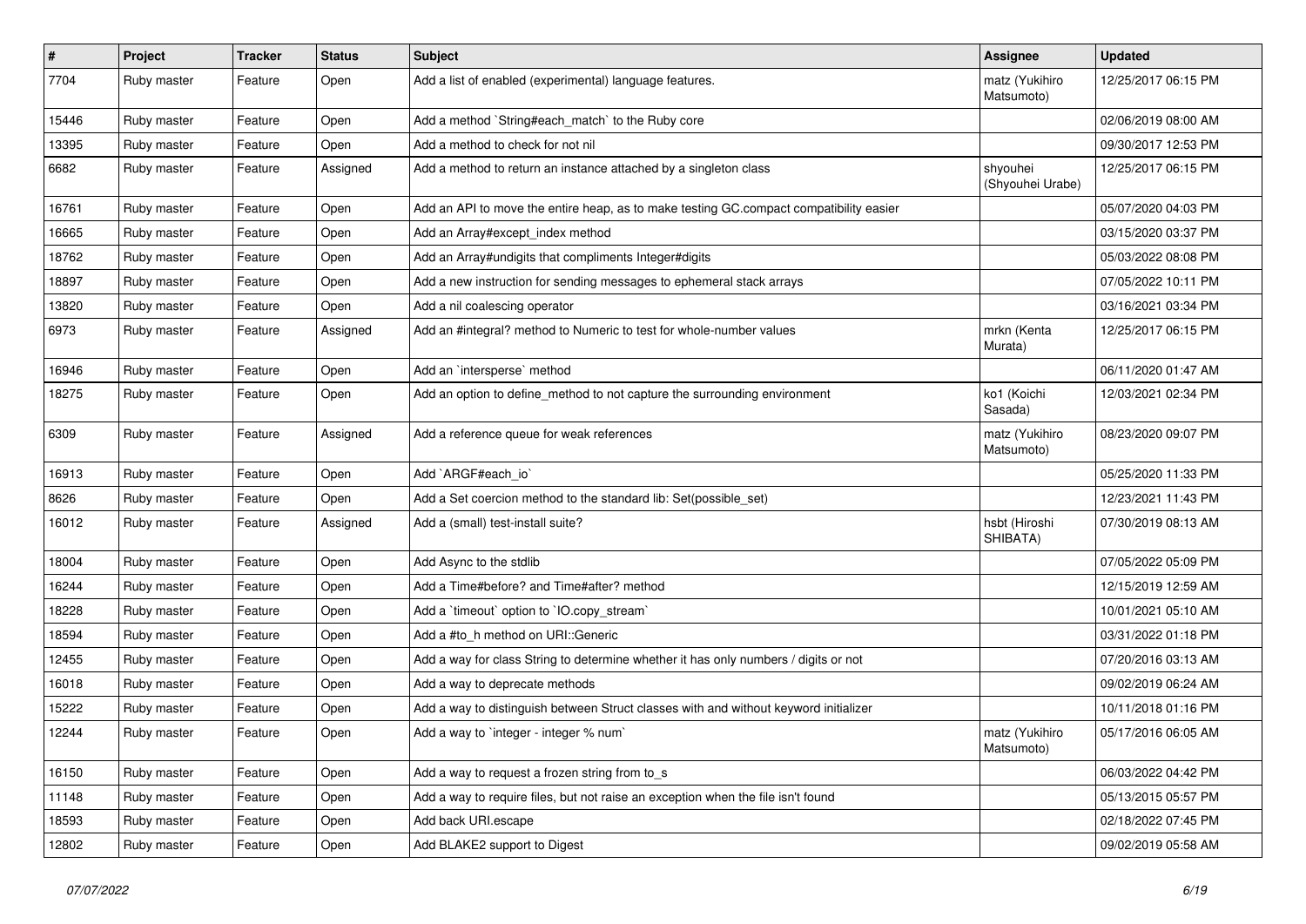| # | Project | Tracker | Status | Subject | Assignee | Updated |
|---|---|---|---|---|---|---|
| 7704 | Ruby master | Feature | Open | Add a list of enabled (experimental) language features. | matz (Yukihiro Matsumoto) | 12/25/2017 06:15 PM |
| 15446 | Ruby master | Feature | Open | Add a method `String#each_match` to the Ruby core | | 02/06/2019 08:00 AM |
| 13395 | Ruby master | Feature | Open | Add a method to check for not nil | | 09/30/2017 12:53 PM |
| 6682 | Ruby master | Feature | Assigned | Add a method to return an instance attached by a singleton class | shyouhei (Shyouhei Urabe) | 12/25/2017 06:15 PM |
| 16761 | Ruby master | Feature | Open | Add an API to move the entire heap, as to make testing GC.compact compatibility easier | | 05/07/2020 04:03 PM |
| 16665 | Ruby master | Feature | Open | Add an Array#except_index method | | 03/15/2020 03:37 PM |
| 18762 | Ruby master | Feature | Open | Add an Array#undigits that compliments Integer#digits | | 05/03/2022 08:08 PM |
| 18897 | Ruby master | Feature | Open | Add a new instruction for sending messages to ephemeral stack arrays | | 07/05/2022 10:11 PM |
| 13820 | Ruby master | Feature | Open | Add a nil coalescing operator | | 03/16/2021 03:34 PM |
| 6973 | Ruby master | Feature | Assigned | Add an #integral? method to Numeric to test for whole-number values | mrkn (Kenta Murata) | 12/25/2017 06:15 PM |
| 16946 | Ruby master | Feature | Open | Add an `intersperse` method | | 06/11/2020 01:47 AM |
| 18275 | Ruby master | Feature | Open | Add an option to define_method to not capture the surrounding environment | ko1 (Koichi Sasada) | 12/03/2021 02:34 PM |
| 6309 | Ruby master | Feature | Assigned | Add a reference queue for weak references | matz (Yukihiro Matsumoto) | 08/23/2020 09:07 PM |
| 16913 | Ruby master | Feature | Open | Add `ARGF#each_io` | | 05/25/2020 11:33 PM |
| 8626 | Ruby master | Feature | Open | Add a Set coercion method to the standard lib: Set(possible_set) | | 12/23/2021 11:43 PM |
| 16012 | Ruby master | Feature | Assigned | Add a (small) test-install suite? | hsbt (Hiroshi SHIBATA) | 07/30/2019 08:13 AM |
| 18004 | Ruby master | Feature | Open | Add Async to the stdlib | | 07/05/2022 05:09 PM |
| 16244 | Ruby master | Feature | Open | Add a Time#before? and Time#after? method | | 12/15/2019 12:59 AM |
| 18228 | Ruby master | Feature | Open | Add a `timeout` option to `IO.copy_stream` | | 10/01/2021 05:10 AM |
| 18594 | Ruby master | Feature | Open | Add a #to_h method on URI::Generic | | 03/31/2022 01:18 PM |
| 12455 | Ruby master | Feature | Open | Add a way for class String to determine whether it has only numbers / digits or not | | 07/20/2016 03:13 AM |
| 16018 | Ruby master | Feature | Open | Add a way to deprecate methods | | 09/02/2019 06:24 AM |
| 15222 | Ruby master | Feature | Open | Add a way to distinguish between Struct classes with and without keyword initializer | | 10/11/2018 01:16 PM |
| 12244 | Ruby master | Feature | Open | Add a way to `integer - integer % num` | matz (Yukihiro Matsumoto) | 05/17/2016 06:05 AM |
| 16150 | Ruby master | Feature | Open | Add a way to request a frozen string from to_s | | 06/03/2022 04:42 PM |
| 11148 | Ruby master | Feature | Open | Add a way to require files, but not raise an exception when the file isn't found | | 05/13/2015 05:57 PM |
| 18593 | Ruby master | Feature | Open | Add back URI.escape | | 02/18/2022 07:45 PM |
| 12802 | Ruby master | Feature | Open | Add BLAKE2 support to Digest | | 09/02/2019 05:58 AM |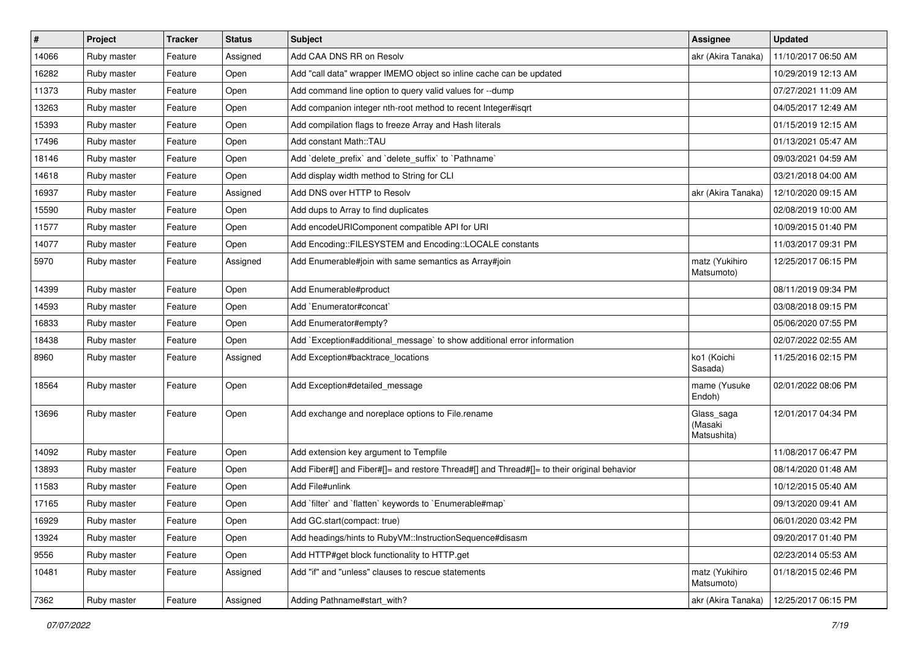| # | Project | Tracker | Status | Subject | Assignee | Updated |
|---|---|---|---|---|---|---|
| 14066 | Ruby master | Feature | Assigned | Add CAA DNS RR on Resolv | akr (Akira Tanaka) | 11/10/2017 06:50 AM |
| 16282 | Ruby master | Feature | Open | Add "call data" wrapper IMEMO object so inline cache can be updated | | 10/29/2019 12:13 AM |
| 11373 | Ruby master | Feature | Open | Add command line option to query valid values for --dump | | 07/27/2021 11:09 AM |
| 13263 | Ruby master | Feature | Open | Add companion integer nth-root method to recent Integer#isqrt | | 04/05/2017 12:49 AM |
| 15393 | Ruby master | Feature | Open | Add compilation flags to freeze Array and Hash literals | | 01/15/2019 12:15 AM |
| 17496 | Ruby master | Feature | Open | Add constant Math::TAU | | 01/13/2021 05:47 AM |
| 18146 | Ruby master | Feature | Open | Add `delete_prefix` and `delete_suffix` to `Pathname` | | 09/03/2021 04:59 AM |
| 14618 | Ruby master | Feature | Open | Add display width method to String for CLI | | 03/21/2018 04:00 AM |
| 16937 | Ruby master | Feature | Assigned | Add DNS over HTTP to Resolv | akr (Akira Tanaka) | 12/10/2020 09:15 AM |
| 15590 | Ruby master | Feature | Open | Add dups to Array to find duplicates | | 02/08/2019 10:00 AM |
| 11577 | Ruby master | Feature | Open | Add encodeURIComponent compatible API for URI | | 10/09/2015 01:40 PM |
| 14077 | Ruby master | Feature | Open | Add Encoding::FILESYSTEM and Encoding::LOCALE constants | | 11/03/2017 09:31 PM |
| 5970 | Ruby master | Feature | Assigned | Add Enumerable#join with same semantics as Array#join | matz (Yukihiro Matsumoto) | 12/25/2017 06:15 PM |
| 14399 | Ruby master | Feature | Open | Add Enumerable#product | | 08/11/2019 09:34 PM |
| 14593 | Ruby master | Feature | Open | Add `Enumerator#concat` | | 03/08/2018 09:15 PM |
| 16833 | Ruby master | Feature | Open | Add Enumerator#empty? | | 05/06/2020 07:55 PM |
| 18438 | Ruby master | Feature | Open | Add `Exception#additional_message` to show additional error information | | 02/07/2022 02:55 AM |
| 8960 | Ruby master | Feature | Assigned | Add Exception#backtrace_locations | ko1 (Koichi Sasada) | 11/25/2016 02:15 PM |
| 18564 | Ruby master | Feature | Open | Add Exception#detailed_message | mame (Yusuke Endoh) | 02/01/2022 08:06 PM |
| 13696 | Ruby master | Feature | Open | Add exchange and noreplace options to File.rename | Glass_saga (Masaki Matsushita) | 12/01/2017 04:34 PM |
| 14092 | Ruby master | Feature | Open | Add extension key argument to Tempfile | | 11/08/2017 06:47 PM |
| 13893 | Ruby master | Feature | Open | Add Fiber#[] and Fiber#[]= and restore Thread#[] and Thread#[]= to their original behavior | | 08/14/2020 01:48 AM |
| 11583 | Ruby master | Feature | Open | Add File#unlink | | 10/12/2015 05:40 AM |
| 17165 | Ruby master | Feature | Open | Add `filter` and `flatten` keywords to `Enumerable#map` | | 09/13/2020 09:41 AM |
| 16929 | Ruby master | Feature | Open | Add GC.start(compact: true) | | 06/01/2020 03:42 PM |
| 13924 | Ruby master | Feature | Open | Add headings/hints to RubyVM::InstructionSequence#disasm | | 09/20/2017 01:40 PM |
| 9556 | Ruby master | Feature | Open | Add HTTP#get block functionality to HTTP.get | | 02/23/2014 05:53 AM |
| 10481 | Ruby master | Feature | Assigned | Add "if" and "unless" clauses to rescue statements | matz (Yukihiro Matsumoto) | 01/18/2015 02:46 PM |
| 7362 | Ruby master | Feature | Assigned | Adding Pathname#start_with? | akr (Akira Tanaka) | 12/25/2017 06:15 PM |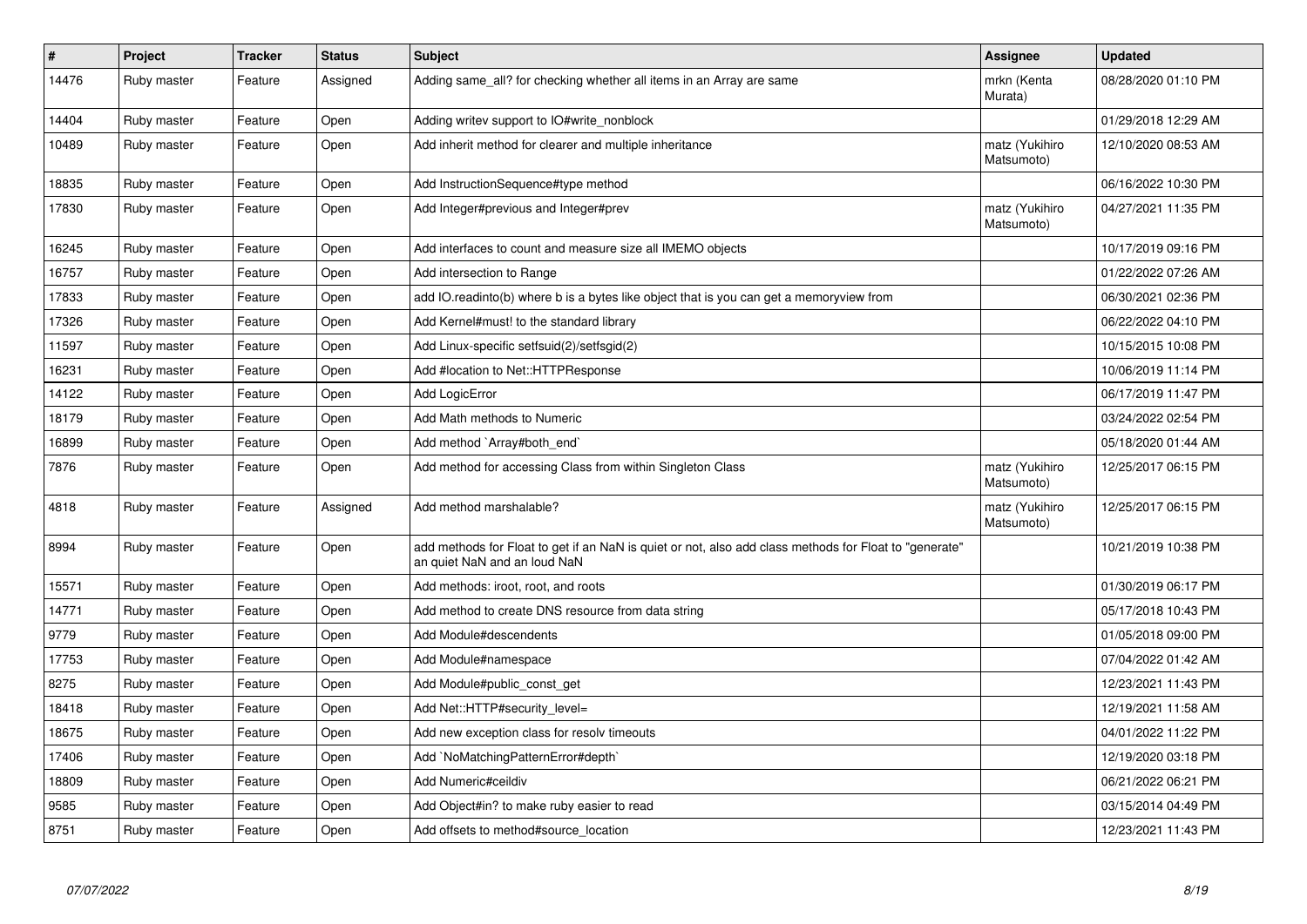| # | Project | Tracker | Status | Subject | Assignee | Updated |
|---|---|---|---|---|---|---|
| 14476 | Ruby master | Feature | Assigned | Adding same_all? for checking whether all items in an Array are same | mrkn (Kenta Murata) | 08/28/2020 01:10 PM |
| 14404 | Ruby master | Feature | Open | Adding writev support to IO#write_nonblock | | 01/29/2018 12:29 AM |
| 10489 | Ruby master | Feature | Open | Add inherit method for clearer and multiple inheritance | matz (Yukihiro Matsumoto) | 12/10/2020 08:53 AM |
| 18835 | Ruby master | Feature | Open | Add InstructionSequence#type method | | 06/16/2022 10:30 PM |
| 17830 | Ruby master | Feature | Open | Add Integer#previous and Integer#prev | matz (Yukihiro Matsumoto) | 04/27/2021 11:35 PM |
| 16245 | Ruby master | Feature | Open | Add interfaces to count and measure size all IMEMO objects | | 10/17/2019 09:16 PM |
| 16757 | Ruby master | Feature | Open | Add intersection to Range | | 01/22/2022 07:26 AM |
| 17833 | Ruby master | Feature | Open | add IO.readinto(b) where b is a bytes like object that is you can get a memoryview from | | 06/30/2021 02:36 PM |
| 17326 | Ruby master | Feature | Open | Add Kernel#must! to the standard library | | 06/22/2022 04:10 PM |
| 11597 | Ruby master | Feature | Open | Add Linux-specific setfsuid(2)/setfsgid(2) | | 10/15/2015 10:08 PM |
| 16231 | Ruby master | Feature | Open | Add #location to Net::HTTPResponse | | 10/06/2019 11:14 PM |
| 14122 | Ruby master | Feature | Open | Add LogicError | | 06/17/2019 11:47 PM |
| 18179 | Ruby master | Feature | Open | Add Math methods to Numeric | | 03/24/2022 02:54 PM |
| 16899 | Ruby master | Feature | Open | Add method `Array#both_end` | | 05/18/2020 01:44 AM |
| 7876 | Ruby master | Feature | Open | Add method for accessing Class from within Singleton Class | matz (Yukihiro Matsumoto) | 12/25/2017 06:15 PM |
| 4818 | Ruby master | Feature | Assigned | Add method marshalable? | matz (Yukihiro Matsumoto) | 12/25/2017 06:15 PM |
| 8994 | Ruby master | Feature | Open | add methods for Float to get if an NaN is quiet or not, also add class methods for Float to "generate" an quiet NaN and an loud NaN | | 10/21/2019 10:38 PM |
| 15571 | Ruby master | Feature | Open | Add methods: iroot, root, and roots | | 01/30/2019 06:17 PM |
| 14771 | Ruby master | Feature | Open | Add method to create DNS resource from data string | | 05/17/2018 10:43 PM |
| 9779 | Ruby master | Feature | Open | Add Module#descendents | | 01/05/2018 09:00 PM |
| 17753 | Ruby master | Feature | Open | Add Module#namespace | | 07/04/2022 01:42 AM |
| 8275 | Ruby master | Feature | Open | Add Module#public_const_get | | 12/23/2021 11:43 PM |
| 18418 | Ruby master | Feature | Open | Add Net::HTTP#security_level= | | 12/19/2021 11:58 AM |
| 18675 | Ruby master | Feature | Open | Add new exception class for resolv timeouts | | 04/01/2022 11:22 PM |
| 17406 | Ruby master | Feature | Open | Add `NoMatchingPatternError#depth` | | 12/19/2020 03:18 PM |
| 18809 | Ruby master | Feature | Open | Add Numeric#ceildiv | | 06/21/2022 06:21 PM |
| 9585 | Ruby master | Feature | Open | Add Object#in? to make ruby easier to read | | 03/15/2014 04:49 PM |
| 8751 | Ruby master | Feature | Open | Add offsets to method#source_location | | 12/23/2021 11:43 PM |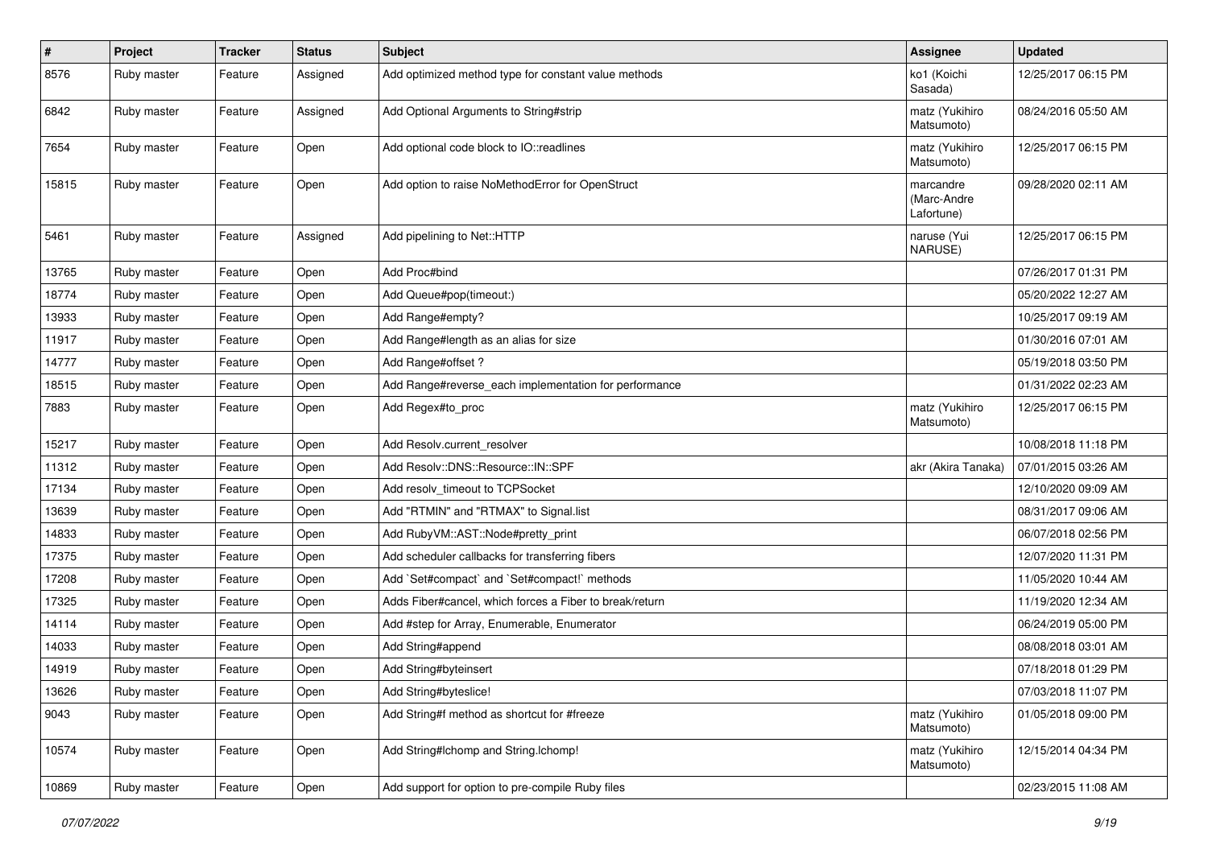| # | Project | Tracker | Status | Subject | Assignee | Updated |
|---|---|---|---|---|---|---|
| 8576 | Ruby master | Feature | Assigned | Add optimized method type for constant value methods | ko1 (Koichi Sasada) | 12/25/2017 06:15 PM |
| 6842 | Ruby master | Feature | Assigned | Add Optional Arguments to String#strip | matz (Yukihiro Matsumoto) | 08/24/2016 05:50 AM |
| 7654 | Ruby master | Feature | Open | Add optional code block to IO::readlines | matz (Yukihiro Matsumoto) | 12/25/2017 06:15 PM |
| 15815 | Ruby master | Feature | Open | Add option to raise NoMethodError for OpenStruct | marcandre (Marc-Andre Lafortune) | 09/28/2020 02:11 AM |
| 5461 | Ruby master | Feature | Assigned | Add pipelining to Net::HTTP | naruse (Yui NARUSE) | 12/25/2017 06:15 PM |
| 13765 | Ruby master | Feature | Open | Add Proc#bind | | 07/26/2017 01:31 PM |
| 18774 | Ruby master | Feature | Open | Add Queue#pop(timeout:) | | 05/20/2022 12:27 AM |
| 13933 | Ruby master | Feature | Open | Add Range#empty? | | 10/25/2017 09:19 AM |
| 11917 | Ruby master | Feature | Open | Add Range#length as an alias for size | | 01/30/2016 07:01 AM |
| 14777 | Ruby master | Feature | Open | Add Range#offset ? | | 05/19/2018 03:50 PM |
| 18515 | Ruby master | Feature | Open | Add Range#reverse_each implementation for performance | | 01/31/2022 02:23 AM |
| 7883 | Ruby master | Feature | Open | Add Regex#to_proc | matz (Yukihiro Matsumoto) | 12/25/2017 06:15 PM |
| 15217 | Ruby master | Feature | Open | Add Resolv.current_resolver | | 10/08/2018 11:18 PM |
| 11312 | Ruby master | Feature | Open | Add Resolv::DNS::Resource::IN::SPF | akr (Akira Tanaka) | 07/01/2015 03:26 AM |
| 17134 | Ruby master | Feature | Open | Add resolv_timeout to TCPSocket | | 12/10/2020 09:09 AM |
| 13639 | Ruby master | Feature | Open | Add "RTMIN" and "RTMAX" to Signal.list | | 08/31/2017 09:06 AM |
| 14833 | Ruby master | Feature | Open | Add RubyVM::AST::Node#pretty_print | | 06/07/2018 02:56 PM |
| 17375 | Ruby master | Feature | Open | Add scheduler callbacks for transferring fibers | | 12/07/2020 11:31 PM |
| 17208 | Ruby master | Feature | Open | Add `Set#compact` and `Set#compact!` methods | | 11/05/2020 10:44 AM |
| 17325 | Ruby master | Feature | Open | Adds Fiber#cancel, which forces a Fiber to break/return | | 11/19/2020 12:34 AM |
| 14114 | Ruby master | Feature | Open | Add #step for Array, Enumerable, Enumerator | | 06/24/2019 05:00 PM |
| 14033 | Ruby master | Feature | Open | Add String#append | | 08/08/2018 03:01 AM |
| 14919 | Ruby master | Feature | Open | Add String#byteinsert | | 07/18/2018 01:29 PM |
| 13626 | Ruby master | Feature | Open | Add String#byteslice! | | 07/03/2018 11:07 PM |
| 9043 | Ruby master | Feature | Open | Add String#f method as shortcut for #freeze | matz (Yukihiro Matsumoto) | 01/05/2018 09:00 PM |
| 10574 | Ruby master | Feature | Open | Add String#lchomp and String.lchomp! | matz (Yukihiro Matsumoto) | 12/15/2014 04:34 PM |
| 10869 | Ruby master | Feature | Open | Add support for option to pre-compile Ruby files | | 02/23/2015 11:08 AM |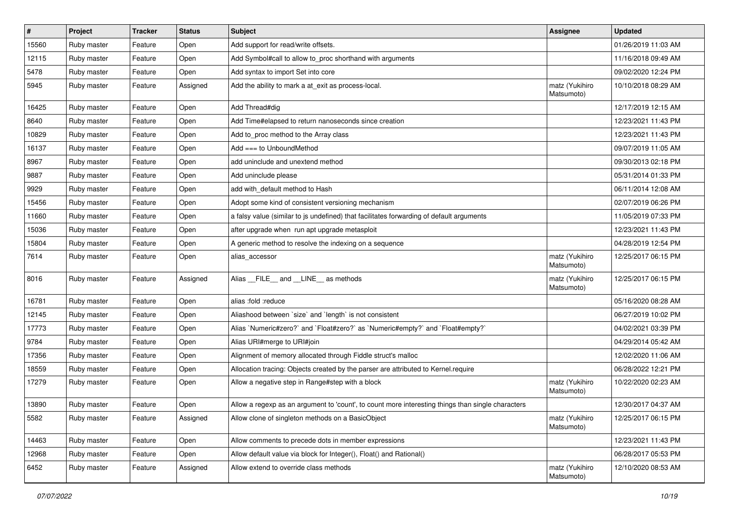| # | Project | Tracker | Status | Subject | Assignee | Updated |
|---|---|---|---|---|---|---|
| 15560 | Ruby master | Feature | Open | Add support for read/write offsets. | | 01/26/2019 11:03 AM |
| 12115 | Ruby master | Feature | Open | Add Symbol#call to allow to_proc shorthand with arguments | | 11/16/2018 09:49 AM |
| 5478 | Ruby master | Feature | Open | Add syntax to import Set into core | | 09/02/2020 12:24 PM |
| 5945 | Ruby master | Feature | Assigned | Add the ability to mark a at_exit as process-local. | matz (Yukihiro Matsumoto) | 10/10/2018 08:29 AM |
| 16425 | Ruby master | Feature | Open | Add Thread#dig | | 12/17/2019 12:15 AM |
| 8640 | Ruby master | Feature | Open | Add Time#elapsed to return nanoseconds since creation | | 12/23/2021 11:43 PM |
| 10829 | Ruby master | Feature | Open | Add to_proc method to the Array class | | 12/23/2021 11:43 PM |
| 16137 | Ruby master | Feature | Open | Add === to UnboundMethod | | 09/07/2019 11:05 AM |
| 8967 | Ruby master | Feature | Open | add uninclude and unextend method | | 09/30/2013 02:18 PM |
| 9887 | Ruby master | Feature | Open | Add uninclude please | | 05/31/2014 01:33 PM |
| 9929 | Ruby master | Feature | Open | add with_default method to Hash | | 06/11/2014 12:08 AM |
| 15456 | Ruby master | Feature | Open | Adopt some kind of consistent versioning mechanism | | 02/07/2019 06:26 PM |
| 11660 | Ruby master | Feature | Open | a falsy value (similar to js undefined) that facilitates forwarding of default arguments | | 11/05/2019 07:33 PM |
| 15036 | Ruby master | Feature | Open | after upgrade when run apt upgrade metasploit | | 12/23/2021 11:43 PM |
| 15804 | Ruby master | Feature | Open | A generic method to resolve the indexing on a sequence | | 04/28/2019 12:54 PM |
| 7614 | Ruby master | Feature | Open | alias_accessor | matz (Yukihiro Matsumoto) | 12/25/2017 06:15 PM |
| 8016 | Ruby master | Feature | Assigned | Alias __FILE__ and __LINE__ as methods | matz (Yukihiro Matsumoto) | 12/25/2017 06:15 PM |
| 16781 | Ruby master | Feature | Open | alias :fold :reduce | | 05/16/2020 08:28 AM |
| 12145 | Ruby master | Feature | Open | Aliashood between `size` and `length` is not consistent | | 06/27/2019 10:02 PM |
| 17773 | Ruby master | Feature | Open | Alias `Numeric#zero?` and `Float#zero?` as `Numeric#empty?` and `Float#empty?` | | 04/02/2021 03:39 PM |
| 9784 | Ruby master | Feature | Open | Alias URI#merge to URI#join | | 04/29/2014 05:42 AM |
| 17356 | Ruby master | Feature | Open | Alignment of memory allocated through Fiddle struct's malloc | | 12/02/2020 11:06 AM |
| 18559 | Ruby master | Feature | Open | Allocation tracing: Objects created by the parser are attributed to Kernel.require | | 06/28/2022 12:21 PM |
| 17279 | Ruby master | Feature | Open | Allow a negative step in Range#step with a block | matz (Yukihiro Matsumoto) | 10/22/2020 02:23 AM |
| 13890 | Ruby master | Feature | Open | Allow a regexp as an argument to 'count', to count more interesting things than single characters | | 12/30/2017 04:37 AM |
| 5582 | Ruby master | Feature | Assigned | Allow clone of singleton methods on a BasicObject | matz (Yukihiro Matsumoto) | 12/25/2017 06:15 PM |
| 14463 | Ruby master | Feature | Open | Allow comments to precede dots in member expressions | | 12/23/2021 11:43 PM |
| 12968 | Ruby master | Feature | Open | Allow default value via block for Integer(), Float() and Rational() | | 06/28/2017 05:53 PM |
| 6452 | Ruby master | Feature | Assigned | Allow extend to override class methods | matz (Yukihiro Matsumoto) | 12/10/2020 08:53 AM |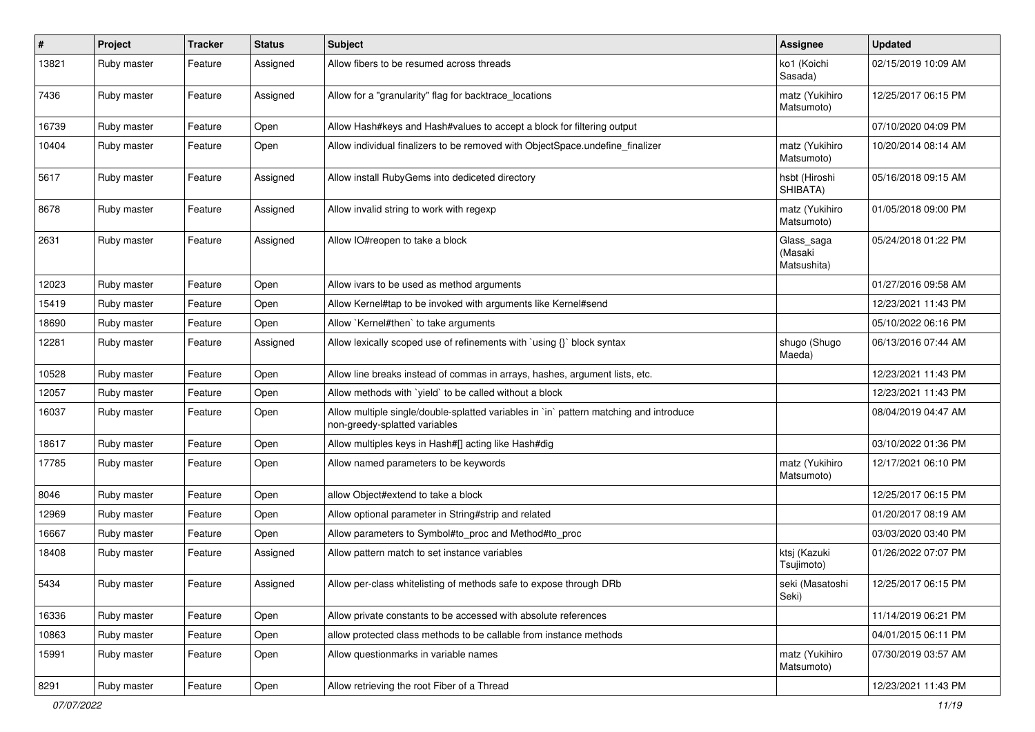| # | Project | Tracker | Status | Subject | Assignee | Updated |
|---|---|---|---|---|---|---|
| 13821 | Ruby master | Feature | Assigned | Allow fibers to be resumed across threads | ko1 (Koichi Sasada) | 02/15/2019 10:09 AM |
| 7436 | Ruby master | Feature | Assigned | Allow for a "granularity" flag for backtrace_locations | matz (Yukihiro Matsumoto) | 12/25/2017 06:15 PM |
| 16739 | Ruby master | Feature | Open | Allow Hash#keys and Hash#values to accept a block for filtering output | | 07/10/2020 04:09 PM |
| 10404 | Ruby master | Feature | Open | Allow individual finalizers to be removed with ObjectSpace.undefine_finalizer | matz (Yukihiro Matsumoto) | 10/20/2014 08:14 AM |
| 5617 | Ruby master | Feature | Assigned | Allow install RubyGems into dediceted directory | hsbt (Hiroshi SHIBATA) | 05/16/2018 09:15 AM |
| 8678 | Ruby master | Feature | Assigned | Allow invalid string to work with regexp | matz (Yukihiro Matsumoto) | 01/05/2018 09:00 PM |
| 2631 | Ruby master | Feature | Assigned | Allow IO#reopen to take a block | Glass_saga (Masaki Matsushita) | 05/24/2018 01:22 PM |
| 12023 | Ruby master | Feature | Open | Allow ivars to be used as method arguments | | 01/27/2016 09:58 AM |
| 15419 | Ruby master | Feature | Open | Allow Kernel#tap to be invoked with arguments like Kernel#send | | 12/23/2021 11:43 PM |
| 18690 | Ruby master | Feature | Open | Allow `Kernel#then` to take arguments | | 05/10/2022 06:16 PM |
| 12281 | Ruby master | Feature | Assigned | Allow lexically scoped use of refinements with `using {}` block syntax | shugo (Shugo Maeda) | 06/13/2016 07:44 AM |
| 10528 | Ruby master | Feature | Open | Allow line breaks instead of commas in arrays, hashes, argument lists, etc. | | 12/23/2021 11:43 PM |
| 12057 | Ruby master | Feature | Open | Allow methods with `yield` to be called without a block | | 12/23/2021 11:43 PM |
| 16037 | Ruby master | Feature | Open | Allow multiple single/double-splatted variables in `in` pattern matching and introduce non-greedy-splatted variables | | 08/04/2019 04:47 AM |
| 18617 | Ruby master | Feature | Open | Allow multiples keys in Hash#[] acting like Hash#dig | | 03/10/2022 01:36 PM |
| 17785 | Ruby master | Feature | Open | Allow named parameters to be keywords | matz (Yukihiro Matsumoto) | 12/17/2021 06:10 PM |
| 8046 | Ruby master | Feature | Open | allow Object#extend to take a block | | 12/25/2017 06:15 PM |
| 12969 | Ruby master | Feature | Open | Allow optional parameter in String#strip and related | | 01/20/2017 08:19 AM |
| 16667 | Ruby master | Feature | Open | Allow parameters to Symbol#to_proc and Method#to_proc | | 03/03/2020 03:40 PM |
| 18408 | Ruby master | Feature | Assigned | Allow pattern match to set instance variables | ktsj (Kazuki Tsujimoto) | 01/26/2022 07:07 PM |
| 5434 | Ruby master | Feature | Assigned | Allow per-class whitelisting of methods safe to expose through DRb | seki (Masatoshi Seki) | 12/25/2017 06:15 PM |
| 16336 | Ruby master | Feature | Open | Allow private constants to be accessed with absolute references | | 11/14/2019 06:21 PM |
| 10863 | Ruby master | Feature | Open | allow protected class methods to be callable from instance methods | | 04/01/2015 06:11 PM |
| 15991 | Ruby master | Feature | Open | Allow questionmarks in variable names | matz (Yukihiro Matsumoto) | 07/30/2019 03:57 AM |
| 8291 | Ruby master | Feature | Open | Allow retrieving the root Fiber of a Thread | | 12/23/2021 11:43 PM |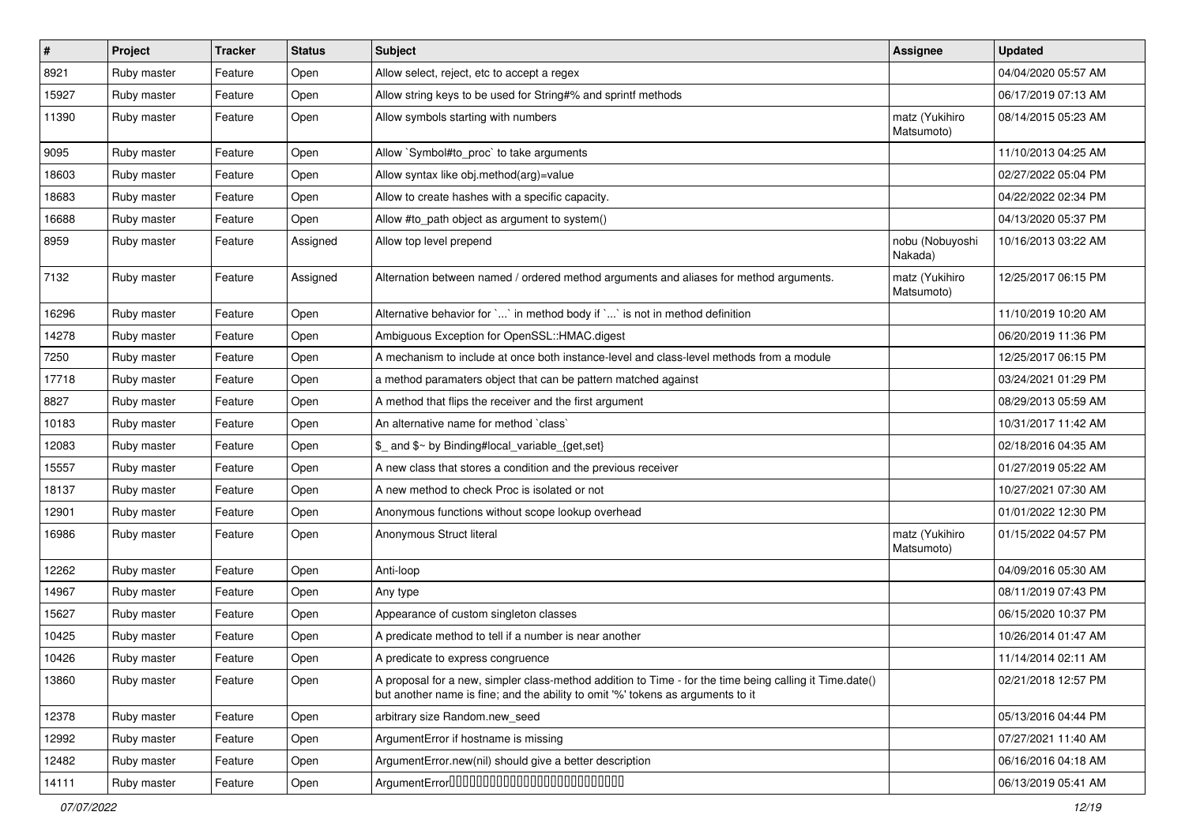| # | Project | Tracker | Status | Subject | Assignee | Updated |
|---|---|---|---|---|---|---|
| 8921 | Ruby master | Feature | Open | Allow select, reject, etc to accept a regex | | 04/04/2020 05:57 AM |
| 15927 | Ruby master | Feature | Open | Allow string keys to be used for String#% and sprintf methods | | 06/17/2019 07:13 AM |
| 11390 | Ruby master | Feature | Open | Allow symbols starting with numbers | matz (Yukihiro Matsumoto) | 08/14/2015 05:23 AM |
| 9095 | Ruby master | Feature | Open | Allow `Symbol#to_proc` to take arguments | | 11/10/2013 04:25 AM |
| 18603 | Ruby master | Feature | Open | Allow syntax like obj.method(arg)=value | | 02/27/2022 05:04 PM |
| 18683 | Ruby master | Feature | Open | Allow to create hashes with a specific capacity. | | 04/22/2022 02:34 PM |
| 16688 | Ruby master | Feature | Open | Allow #to_path object as argument to system() | | 04/13/2020 05:37 PM |
| 8959 | Ruby master | Feature | Assigned | Allow top level prepend | nobu (Nobuyoshi Nakada) | 10/16/2013 03:22 AM |
| 7132 | Ruby master | Feature | Assigned | Alternation between named / ordered method arguments and aliases for method arguments. | matz (Yukihiro Matsumoto) | 12/25/2017 06:15 PM |
| 16296 | Ruby master | Feature | Open | Alternative behavior for `...` in method body if `...` is not in method definition | | 11/10/2019 10:20 AM |
| 14278 | Ruby master | Feature | Open | Ambiguous Exception for OpenSSL::HMAC.digest | | 06/20/2019 11:36 PM |
| 7250 | Ruby master | Feature | Open | A mechanism to include at once both instance-level and class-level methods from a module | | 12/25/2017 06:15 PM |
| 17718 | Ruby master | Feature | Open | a method paramaters object that can be pattern matched against | | 03/24/2021 01:29 PM |
| 8827 | Ruby master | Feature | Open | A method that flips the receiver and the first argument | | 08/29/2013 05:59 AM |
| 10183 | Ruby master | Feature | Open | An alternative name for method `class` | | 10/31/2017 11:42 AM |
| 12083 | Ruby master | Feature | Open | $_ and $~ by Binding#local_variable_{get,set} | | 02/18/2016 04:35 AM |
| 15557 | Ruby master | Feature | Open | A new class that stores a condition and the previous receiver | | 01/27/2019 05:22 AM |
| 18137 | Ruby master | Feature | Open | A new method to check Proc is isolated or not | | 10/27/2021 07:30 AM |
| 12901 | Ruby master | Feature | Open | Anonymous functions without scope lookup overhead | | 01/01/2022 12:30 PM |
| 16986 | Ruby master | Feature | Open | Anonymous Struct literal | matz (Yukihiro Matsumoto) | 01/15/2022 04:57 PM |
| 12262 | Ruby master | Feature | Open | Anti-loop | | 04/09/2016 05:30 AM |
| 14967 | Ruby master | Feature | Open | Any type | | 08/11/2019 07:43 PM |
| 15627 | Ruby master | Feature | Open | Appearance of custom singleton classes | | 06/15/2020 10:37 PM |
| 10425 | Ruby master | Feature | Open | A predicate method to tell if a number is near another | | 10/26/2014 01:47 AM |
| 10426 | Ruby master | Feature | Open | A predicate to express congruence | | 11/14/2014 02:11 AM |
| 13860 | Ruby master | Feature | Open | A proposal for a new, simpler class-method addition to Time - for the time being calling it Time.date() but another name is fine; and the ability to omit '%' tokens as arguments to it | | 02/21/2018 12:57 PM |
| 12378 | Ruby master | Feature | Open | arbitrary size Random.new_seed | | 05/13/2016 04:44 PM |
| 12992 | Ruby master | Feature | Open | ArgumentError if hostname is missing | | 07/27/2021 11:40 AM |
| 12482 | Ruby master | Feature | Open | ArgumentError.new(nil) should give a better description | | 06/16/2016 04:18 AM |
| 14111 | Ruby master | Feature | Open | ArgumentError□□□□□□□□□□□□□□□□□□□□□□□□□□□□ | | 06/13/2019 05:41 AM |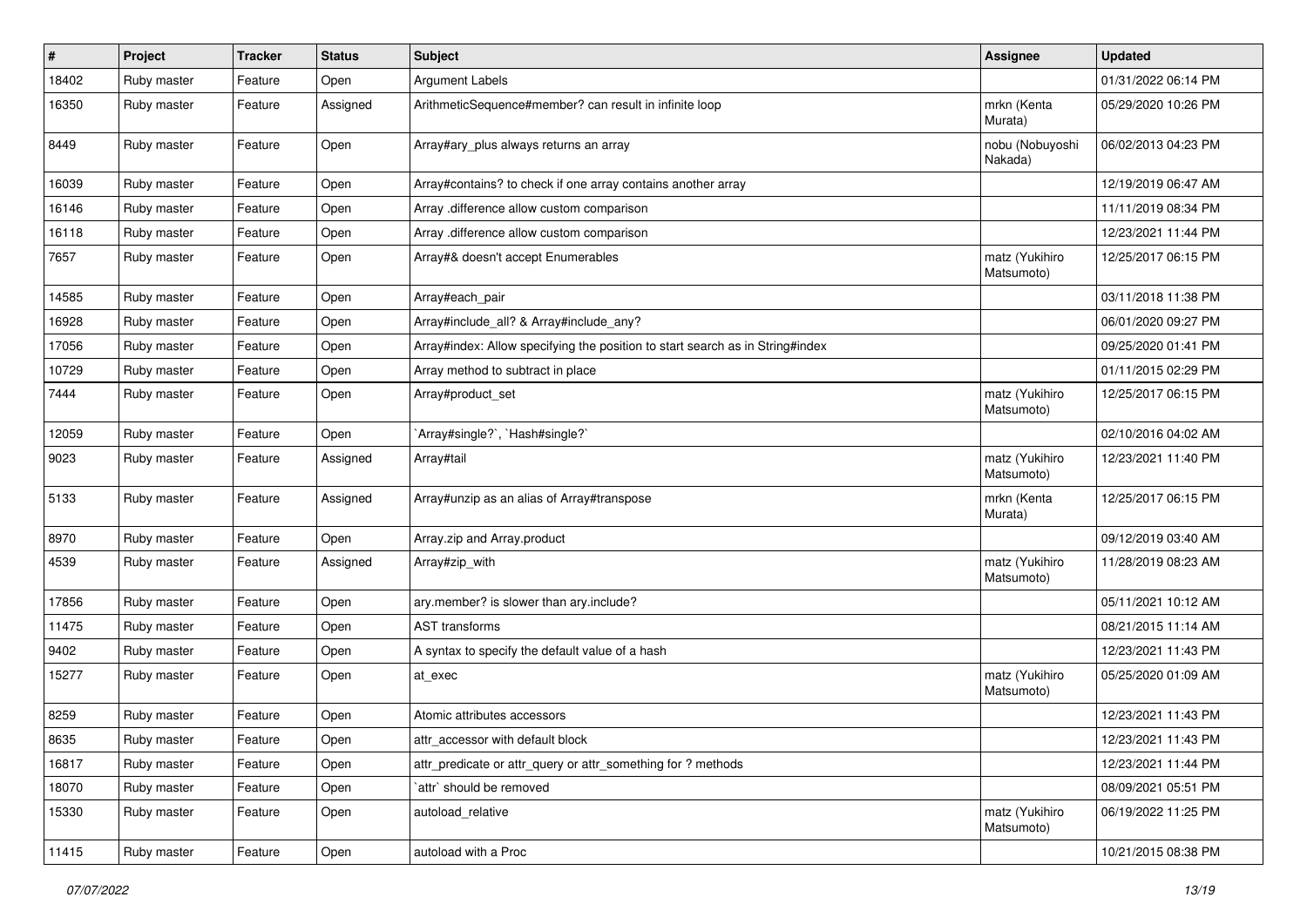| # | Project | Tracker | Status | Subject | Assignee | Updated |
|---|---|---|---|---|---|---|
| 18402 | Ruby master | Feature | Open | Argument Labels | | 01/31/2022 06:14 PM |
| 16350 | Ruby master | Feature | Assigned | ArithmeticSequence#member? can result in infinite loop | mrkn (Kenta Murata) | 05/29/2020 10:26 PM |
| 8449 | Ruby master | Feature | Open | Array#ary_plus always returns an array | nobu (Nobuyoshi Nakada) | 06/02/2013 04:23 PM |
| 16039 | Ruby master | Feature | Open | Array#contains? to check if one array contains another array | | 12/19/2019 06:47 AM |
| 16146 | Ruby master | Feature | Open | Array .difference allow custom comparison | | 11/11/2019 08:34 PM |
| 16118 | Ruby master | Feature | Open | Array .difference allow custom comparison | | 12/23/2021 11:44 PM |
| 7657 | Ruby master | Feature | Open | Array#& doesn't accept Enumerables | matz (Yukihiro Matsumoto) | 12/25/2017 06:15 PM |
| 14585 | Ruby master | Feature | Open | Array#each_pair | | 03/11/2018 11:38 PM |
| 16928 | Ruby master | Feature | Open | Array#include_all? & Array#include_any? | | 06/01/2020 09:27 PM |
| 17056 | Ruby master | Feature | Open | Array#index: Allow specifying the position to start search as in String#index | | 09/25/2020 01:41 PM |
| 10729 | Ruby master | Feature | Open | Array method to subtract in place | | 01/11/2015 02:29 PM |
| 7444 | Ruby master | Feature | Open | Array#product_set | matz (Yukihiro Matsumoto) | 12/25/2017 06:15 PM |
| 12059 | Ruby master | Feature | Open | `Array#single?`, `Hash#single?` | | 02/10/2016 04:02 AM |
| 9023 | Ruby master | Feature | Assigned | Array#tail | matz (Yukihiro Matsumoto) | 12/23/2021 11:40 PM |
| 5133 | Ruby master | Feature | Assigned | Array#unzip as an alias of Array#transpose | mrkn (Kenta Murata) | 12/25/2017 06:15 PM |
| 8970 | Ruby master | Feature | Open | Array.zip and Array.product | | 09/12/2019 03:40 AM |
| 4539 | Ruby master | Feature | Assigned | Array#zip_with | matz (Yukihiro Matsumoto) | 11/28/2019 08:23 AM |
| 17856 | Ruby master | Feature | Open | ary.member? is slower than ary.include? | | 05/11/2021 10:12 AM |
| 11475 | Ruby master | Feature | Open | AST transforms | | 08/21/2015 11:14 AM |
| 9402 | Ruby master | Feature | Open | A syntax to specify the default value of a hash | | 12/23/2021 11:43 PM |
| 15277 | Ruby master | Feature | Open | at_exec | matz (Yukihiro Matsumoto) | 05/25/2020 01:09 AM |
| 8259 | Ruby master | Feature | Open | Atomic attributes accessors | | 12/23/2021 11:43 PM |
| 8635 | Ruby master | Feature | Open | attr_accessor with default block | | 12/23/2021 11:43 PM |
| 16817 | Ruby master | Feature | Open | attr_predicate or attr_query or attr_something for ? methods | | 12/23/2021 11:44 PM |
| 18070 | Ruby master | Feature | Open | `attr` should be removed | | 08/09/2021 05:51 PM |
| 15330 | Ruby master | Feature | Open | autoload_relative | matz (Yukihiro Matsumoto) | 06/19/2022 11:25 PM |
| 11415 | Ruby master | Feature | Open | autoload with a Proc | | 10/21/2015 08:38 PM |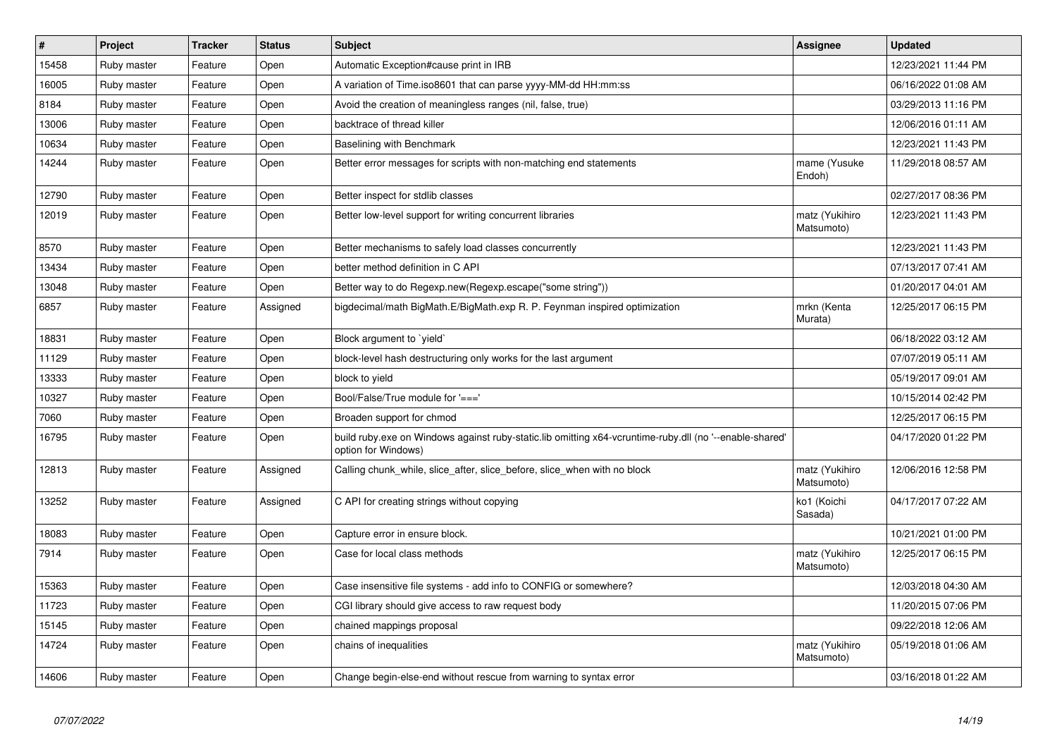| # | Project | Tracker | Status | Subject | Assignee | Updated |
|---|---|---|---|---|---|---|
| 15458 | Ruby master | Feature | Open | Automatic Exception#cause print in IRB | | 12/23/2021 11:44 PM |
| 16005 | Ruby master | Feature | Open | A variation of Time.iso8601 that can parse yyyy-MM-dd HH:mm:ss | | 06/16/2022 01:08 AM |
| 8184 | Ruby master | Feature | Open | Avoid the creation of meaningless ranges (nil, false, true) | | 03/29/2013 11:16 PM |
| 13006 | Ruby master | Feature | Open | backtrace of thread killer | | 12/06/2016 01:11 AM |
| 10634 | Ruby master | Feature | Open | Baselining with Benchmark | | 12/23/2021 11:43 PM |
| 14244 | Ruby master | Feature | Open | Better error messages for scripts with non-matching end statements | mame (Yusuke Endoh) | 11/29/2018 08:57 AM |
| 12790 | Ruby master | Feature | Open | Better inspect for stdlib classes | | 02/27/2017 08:36 PM |
| 12019 | Ruby master | Feature | Open | Better low-level support for writing concurrent libraries | matz (Yukihiro Matsumoto) | 12/23/2021 11:43 PM |
| 8570 | Ruby master | Feature | Open | Better mechanisms to safely load classes concurrently | | 12/23/2021 11:43 PM |
| 13434 | Ruby master | Feature | Open | better method definition in C API | | 07/13/2017 07:41 AM |
| 13048 | Ruby master | Feature | Open | Better way to do Regexp.new(Regexp.escape("some string")) | | 01/20/2017 04:01 AM |
| 6857 | Ruby master | Feature | Assigned | bigdecimal/math BigMath.E/BigMath.exp R. P. Feynman inspired optimization | mrkn (Kenta Murata) | 12/25/2017 06:15 PM |
| 18831 | Ruby master | Feature | Open | Block argument to `yield` | | 06/18/2022 03:12 AM |
| 11129 | Ruby master | Feature | Open | block-level hash destructuring only works for the last argument | | 07/07/2019 05:11 AM |
| 13333 | Ruby master | Feature | Open | block to yield | | 05/19/2017 09:01 AM |
| 10327 | Ruby master | Feature | Open | Bool/False/True module for '===' | | 10/15/2014 02:42 PM |
| 7060 | Ruby master | Feature | Open | Broaden support for chmod | | 12/25/2017 06:15 PM |
| 16795 | Ruby master | Feature | Open | build ruby.exe on Windows against ruby-static.lib omitting x64-vcruntime-ruby.dll (no '--enable-shared' option for Windows) | | 04/17/2020 01:22 PM |
| 12813 | Ruby master | Feature | Assigned | Calling chunk_while, slice_after, slice_before, slice_when with no block | matz (Yukihiro Matsumoto) | 12/06/2016 12:58 PM |
| 13252 | Ruby master | Feature | Assigned | C API for creating strings without copying | ko1 (Koichi Sasada) | 04/17/2017 07:22 AM |
| 18083 | Ruby master | Feature | Open | Capture error in ensure block. | | 10/21/2021 01:00 PM |
| 7914 | Ruby master | Feature | Open | Case for local class methods | matz (Yukihiro Matsumoto) | 12/25/2017 06:15 PM |
| 15363 | Ruby master | Feature | Open | Case insensitive file systems - add info to CONFIG or somewhere? | | 12/03/2018 04:30 AM |
| 11723 | Ruby master | Feature | Open | CGI library should give access to raw request body | | 11/20/2015 07:06 PM |
| 15145 | Ruby master | Feature | Open | chained mappings proposal | | 09/22/2018 12:06 AM |
| 14724 | Ruby master | Feature | Open | chains of inequalities | matz (Yukihiro Matsumoto) | 05/19/2018 01:06 AM |
| 14606 | Ruby master | Feature | Open | Change begin-else-end without rescue from warning to syntax error | | 03/16/2018 01:22 AM |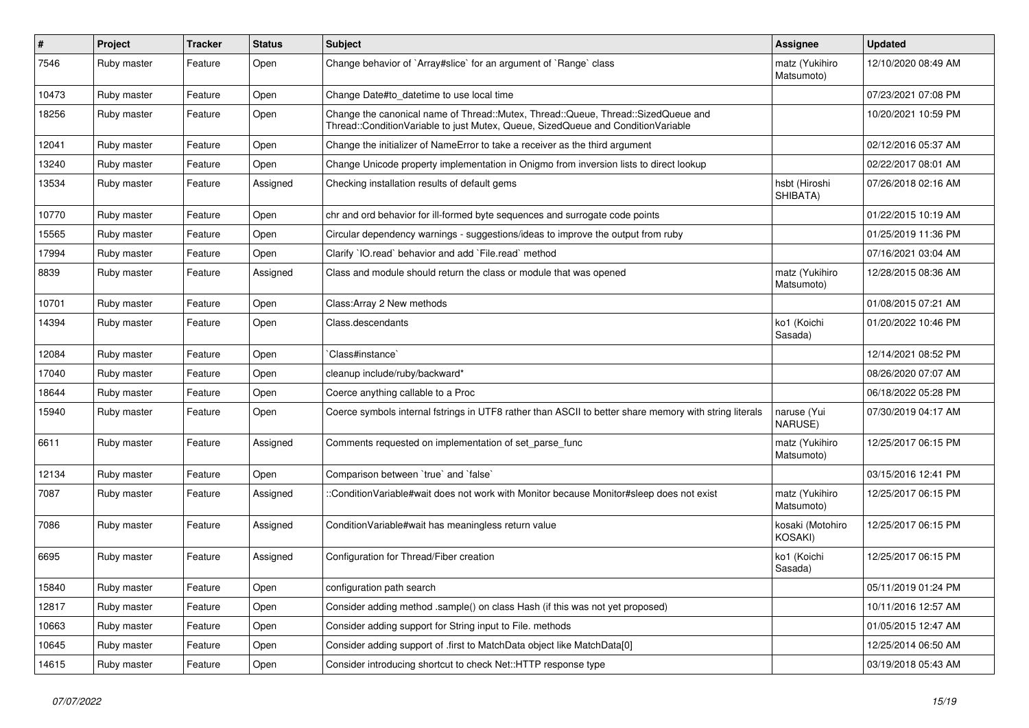| # | Project | Tracker | Status | Subject | Assignee | Updated |
| --- | --- | --- | --- | --- | --- | --- |
| 7546 | Ruby master | Feature | Open | Change behavior of `Array#slice` for an argument of `Range` class | matz (Yukihiro Matsumoto) | 12/10/2020 08:49 AM |
| 10473 | Ruby master | Feature | Open | Change Date#to_datetime to use local time |  | 07/23/2021 07:08 PM |
| 18256 | Ruby master | Feature | Open | Change the canonical name of Thread::Mutex, Thread::Queue, Thread::SizedQueue and Thread::ConditionVariable to just Mutex, Queue, SizedQueue and ConditionVariable |  | 10/20/2021 10:59 PM |
| 12041 | Ruby master | Feature | Open | Change the initializer of NameError to take a receiver as the third argument |  | 02/12/2016 05:37 AM |
| 13240 | Ruby master | Feature | Open | Change Unicode property implementation in Onigmo from inversion lists to direct lookup |  | 02/22/2017 08:01 AM |
| 13534 | Ruby master | Feature | Assigned | Checking installation results of default gems | hsbt (Hiroshi SHIBATA) | 07/26/2018 02:16 AM |
| 10770 | Ruby master | Feature | Open | chr and ord behavior for ill-formed byte sequences and surrogate code points |  | 01/22/2015 10:19 AM |
| 15565 | Ruby master | Feature | Open | Circular dependency warnings - suggestions/ideas to improve the output from ruby |  | 01/25/2019 11:36 PM |
| 17994 | Ruby master | Feature | Open | Clarify `IO.read` behavior and add `File.read` method |  | 07/16/2021 03:04 AM |
| 8839 | Ruby master | Feature | Assigned | Class and module should return the class or module that was opened | matz (Yukihiro Matsumoto) | 12/28/2015 08:36 AM |
| 10701 | Ruby master | Feature | Open | Class:Array 2 New methods |  | 01/08/2015 07:21 AM |
| 14394 | Ruby master | Feature | Open | Class.descendants | ko1 (Koichi Sasada) | 01/20/2022 10:46 PM |
| 12084 | Ruby master | Feature | Open | `Class#instance` |  | 12/14/2021 08:52 PM |
| 17040 | Ruby master | Feature | Open | cleanup include/ruby/backward* |  | 08/26/2020 07:07 AM |
| 18644 | Ruby master | Feature | Open | Coerce anything callable to a Proc |  | 06/18/2022 05:28 PM |
| 15940 | Ruby master | Feature | Open | Coerce symbols internal fstrings in UTF8 rather than ASCII to better share memory with string literals | naruse (Yui NARUSE) | 07/30/2019 04:17 AM |
| 6611 | Ruby master | Feature | Assigned | Comments requested on implementation of set_parse_func | matz (Yukihiro Matsumoto) | 12/25/2017 06:15 PM |
| 12134 | Ruby master | Feature | Open | Comparison between `true` and `false` |  | 03/15/2016 12:41 PM |
| 7087 | Ruby master | Feature | Assigned | ::ConditionVariable#wait does not work with Monitor because Monitor#sleep does not exist | matz (Yukihiro Matsumoto) | 12/25/2017 06:15 PM |
| 7086 | Ruby master | Feature | Assigned | ConditionVariable#wait has meaningless return value | kosaki (Motohiro KOSAKI) | 12/25/2017 06:15 PM |
| 6695 | Ruby master | Feature | Assigned | Configuration for Thread/Fiber creation | ko1 (Koichi Sasada) | 12/25/2017 06:15 PM |
| 15840 | Ruby master | Feature | Open | configuration path search |  | 05/11/2019 01:24 PM |
| 12817 | Ruby master | Feature | Open | Consider adding method .sample() on class Hash (if this was not yet proposed) |  | 10/11/2016 12:57 AM |
| 10663 | Ruby master | Feature | Open | Consider adding support for String input to File. methods |  | 01/05/2015 12:47 AM |
| 10645 | Ruby master | Feature | Open | Consider adding support of .first to MatchData object like MatchData[0] |  | 12/25/2014 06:50 AM |
| 14615 | Ruby master | Feature | Open | Consider introducing shortcut to check Net::HTTP response type |  | 03/19/2018 05:43 AM |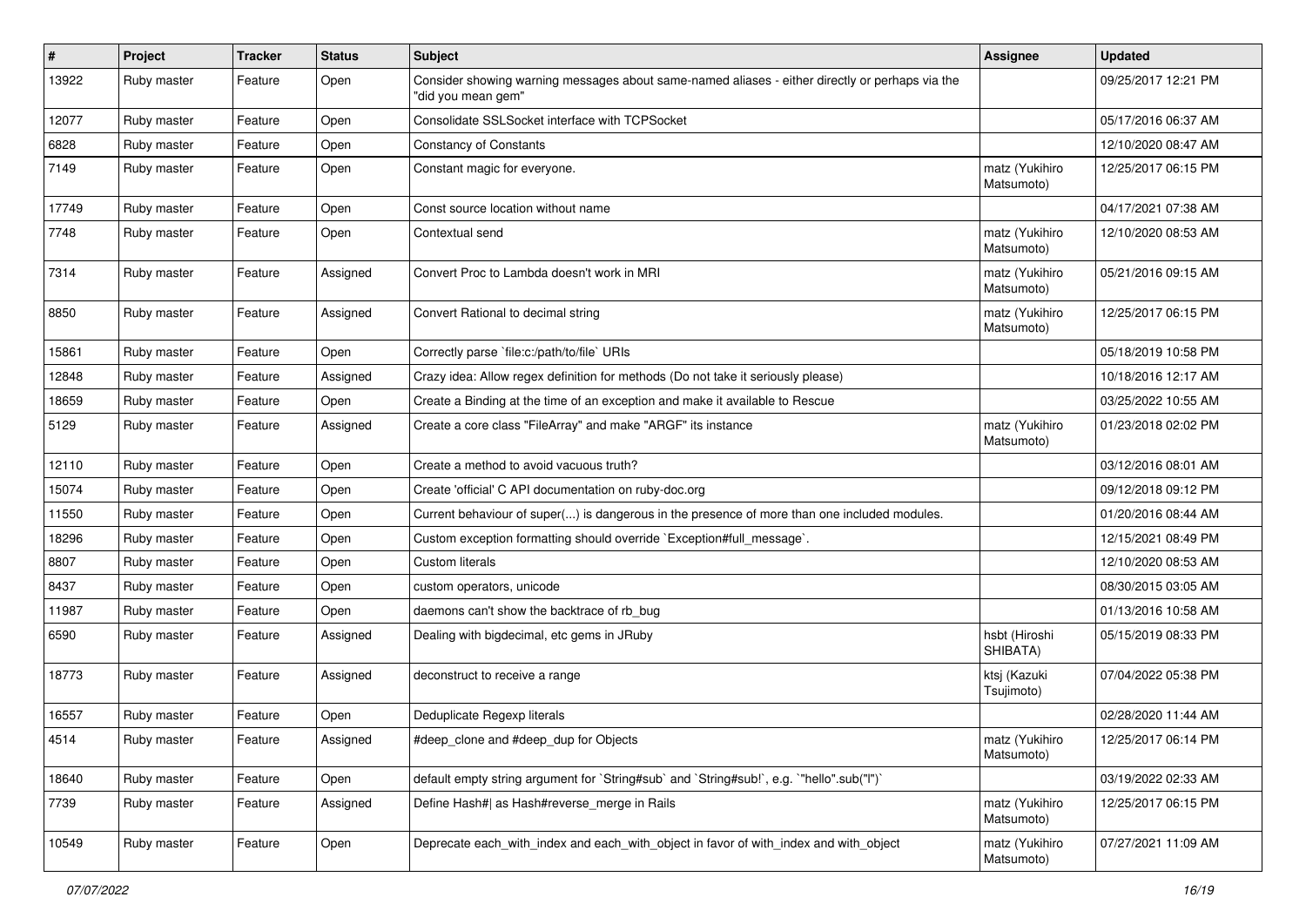| # | Project | Tracker | Status | Subject | Assignee | Updated |
|---|---|---|---|---|---|---|
| 13922 | Ruby master | Feature | Open | Consider showing warning messages about same-named aliases - either directly or perhaps via the "did you mean gem" | | 09/25/2017 12:21 PM |
| 12077 | Ruby master | Feature | Open | Consolidate SSLSocket interface with TCPSocket | | 05/17/2016 06:37 AM |
| 6828 | Ruby master | Feature | Open | Constancy of Constants | | 12/10/2020 08:47 AM |
| 7149 | Ruby master | Feature | Open | Constant magic for everyone. | matz (Yukihiro Matsumoto) | 12/25/2017 06:15 PM |
| 17749 | Ruby master | Feature | Open | Const source location without name | | 04/17/2021 07:38 AM |
| 7748 | Ruby master | Feature | Open | Contextual send | matz (Yukihiro Matsumoto) | 12/10/2020 08:53 AM |
| 7314 | Ruby master | Feature | Assigned | Convert Proc to Lambda doesn't work in MRI | matz (Yukihiro Matsumoto) | 05/21/2016 09:15 AM |
| 8850 | Ruby master | Feature | Assigned | Convert Rational to decimal string | matz (Yukihiro Matsumoto) | 12/25/2017 06:15 PM |
| 15861 | Ruby master | Feature | Open | Correctly parse `file:c:/path/to/file` URIs | | 05/18/2019 10:58 PM |
| 12848 | Ruby master | Feature | Assigned | Crazy idea: Allow regex definition for methods (Do not take it seriously please) | | 10/18/2016 12:17 AM |
| 18659 | Ruby master | Feature | Open | Create a Binding at the time of an exception and make it available to Rescue | | 03/25/2022 10:55 AM |
| 5129 | Ruby master | Feature | Assigned | Create a core class "FileArray" and make "ARGF" its instance | matz (Yukihiro Matsumoto) | 01/23/2018 02:02 PM |
| 12110 | Ruby master | Feature | Open | Create a method to avoid vacuous truth? | | 03/12/2016 08:01 AM |
| 15074 | Ruby master | Feature | Open | Create 'official' C API documentation on ruby-doc.org | | 09/12/2018 09:12 PM |
| 11550 | Ruby master | Feature | Open | Current behaviour of super(...) is dangerous in the presence of more than one included modules. | | 01/20/2016 08:44 AM |
| 18296 | Ruby master | Feature | Open | Custom exception formatting should override `Exception#full_message`. | | 12/15/2021 08:49 PM |
| 8807 | Ruby master | Feature | Open | Custom literals | | 12/10/2020 08:53 AM |
| 8437 | Ruby master | Feature | Open | custom operators, unicode | | 08/30/2015 03:05 AM |
| 11987 | Ruby master | Feature | Open | daemons can't show the backtrace of rb_bug | | 01/13/2016 10:58 AM |
| 6590 | Ruby master | Feature | Assigned | Dealing with bigdecimal, etc gems in JRuby | hsbt (Hiroshi SHIBATA) | 05/15/2019 08:33 PM |
| 18773 | Ruby master | Feature | Assigned | deconstruct to receive a range | ktsj (Kazuki Tsujimoto) | 07/04/2022 05:38 PM |
| 16557 | Ruby master | Feature | Open | Deduplicate Regexp literals | | 02/28/2020 11:44 AM |
| 4514 | Ruby master | Feature | Assigned | #deep_clone and #deep_dup for Objects | matz (Yukihiro Matsumoto) | 12/25/2017 06:14 PM |
| 18640 | Ruby master | Feature | Open | default empty string argument for `String#sub` and `String#sub!`, e.g. `"hello".sub("l")` | | 03/19/2022 02:33 AM |
| 7739 | Ruby master | Feature | Assigned | Define Hash#\| as Hash#reverse_merge in Rails | matz (Yukihiro Matsumoto) | 12/25/2017 06:15 PM |
| 10549 | Ruby master | Feature | Open | Deprecate each_with_index and each_with_object in favor of with_index and with_object | matz (Yukihiro Matsumoto) | 07/27/2021 11:09 AM |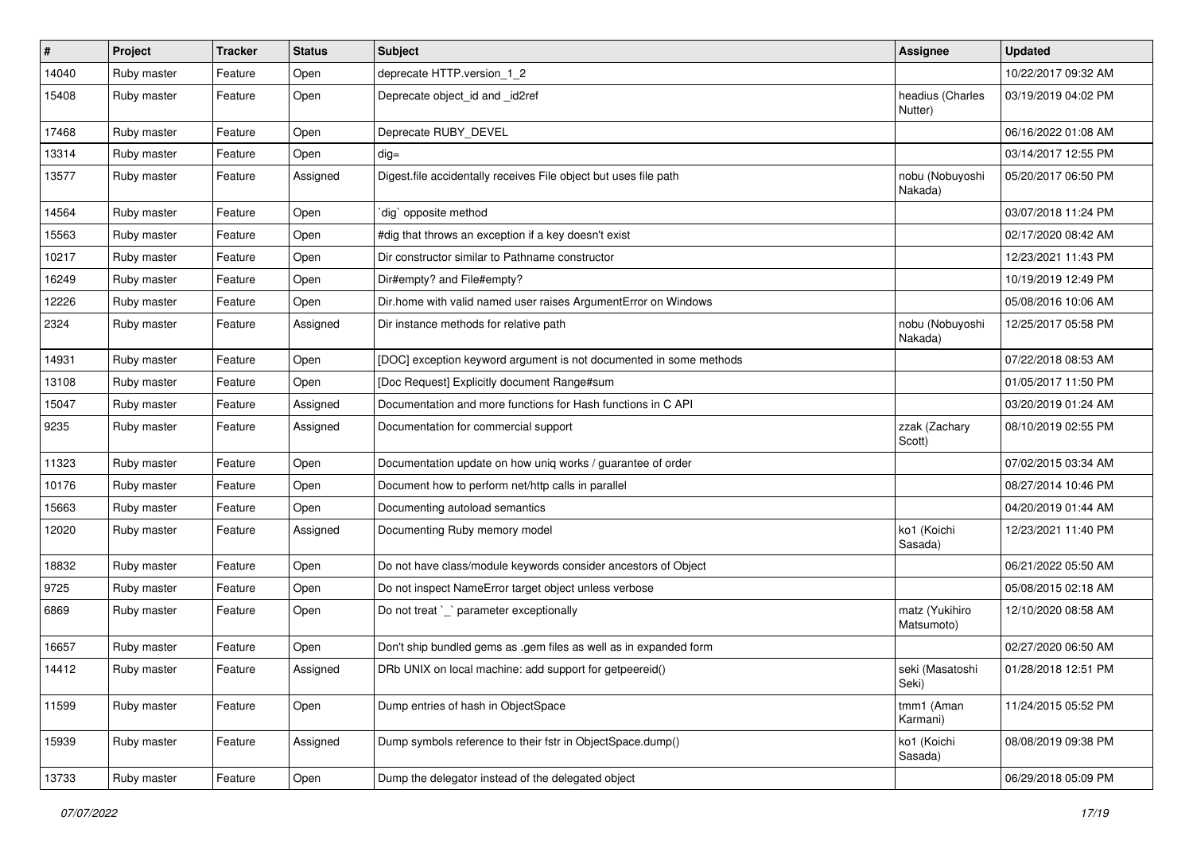| # | Project | Tracker | Status | Subject | Assignee | Updated |
| --- | --- | --- | --- | --- | --- | --- |
| 14040 | Ruby master | Feature | Open | deprecate HTTP.version_1_2 | | 10/22/2017 09:32 AM |
| 15408 | Ruby master | Feature | Open | Deprecate object_id and _id2ref | headius (Charles Nutter) | 03/19/2019 04:02 PM |
| 17468 | Ruby master | Feature | Open | Deprecate RUBY_DEVEL | | 06/16/2022 01:08 AM |
| 13314 | Ruby master | Feature | Open | dig= | | 03/14/2017 12:55 PM |
| 13577 | Ruby master | Feature | Assigned | Digest.file accidentally receives File object but uses file path | nobu (Nobuyoshi Nakada) | 05/20/2017 06:50 PM |
| 14564 | Ruby master | Feature | Open | `dig` opposite method | | 03/07/2018 11:24 PM |
| 15563 | Ruby master | Feature | Open | #dig that throws an exception if a key doesn't exist | | 02/17/2020 08:42 AM |
| 10217 | Ruby master | Feature | Open | Dir constructor similar to Pathname constructor | | 12/23/2021 11:43 PM |
| 16249 | Ruby master | Feature | Open | Dir#empty? and File#empty? | | 10/19/2019 12:49 PM |
| 12226 | Ruby master | Feature | Open | Dir.home with valid named user raises ArgumentError on Windows | | 05/08/2016 10:06 AM |
| 2324 | Ruby master | Feature | Assigned | Dir instance methods for relative path | nobu (Nobuyoshi Nakada) | 12/25/2017 05:58 PM |
| 14931 | Ruby master | Feature | Open | [DOC] exception keyword argument is not documented in some methods | | 07/22/2018 08:53 AM |
| 13108 | Ruby master | Feature | Open | [Doc Request] Explicitly document Range#sum | | 01/05/2017 11:50 PM |
| 15047 | Ruby master | Feature | Assigned | Documentation and more functions for Hash functions in C API | | 03/20/2019 01:24 AM |
| 9235 | Ruby master | Feature | Assigned | Documentation for commercial support | zzak (Zachary Scott) | 08/10/2019 02:55 PM |
| 11323 | Ruby master | Feature | Open | Documentation update on how uniq works / guarantee of order | | 07/02/2015 03:34 AM |
| 10176 | Ruby master | Feature | Open | Document how to perform net/http calls in parallel | | 08/27/2014 10:46 PM |
| 15663 | Ruby master | Feature | Open | Documenting autoload semantics | | 04/20/2019 01:44 AM |
| 12020 | Ruby master | Feature | Assigned | Documenting Ruby memory model | ko1 (Koichi Sasada) | 12/23/2021 11:40 PM |
| 18832 | Ruby master | Feature | Open | Do not have class/module keywords consider ancestors of Object | | 06/21/2022 05:50 AM |
| 9725 | Ruby master | Feature | Open | Do not inspect NameError target object unless verbose | | 05/08/2015 02:18 AM |
| 6869 | Ruby master | Feature | Open | Do not treat `_` parameter exceptionally | matz (Yukihiro Matsumoto) | 12/10/2020 08:58 AM |
| 16657 | Ruby master | Feature | Open | Don't ship bundled gems as .gem files as well as in expanded form | | 02/27/2020 06:50 AM |
| 14412 | Ruby master | Feature | Assigned | DRb UNIX on local machine: add support for getpeereid() | seki (Masatoshi Seki) | 01/28/2018 12:51 PM |
| 11599 | Ruby master | Feature | Open | Dump entries of hash in ObjectSpace | tmm1 (Aman Karmani) | 11/24/2015 05:52 PM |
| 15939 | Ruby master | Feature | Assigned | Dump symbols reference to their fstr in ObjectSpace.dump() | ko1 (Koichi Sasada) | 08/08/2019 09:38 PM |
| 13733 | Ruby master | Feature | Open | Dump the delegator instead of the delegated object | | 06/29/2018 05:09 PM |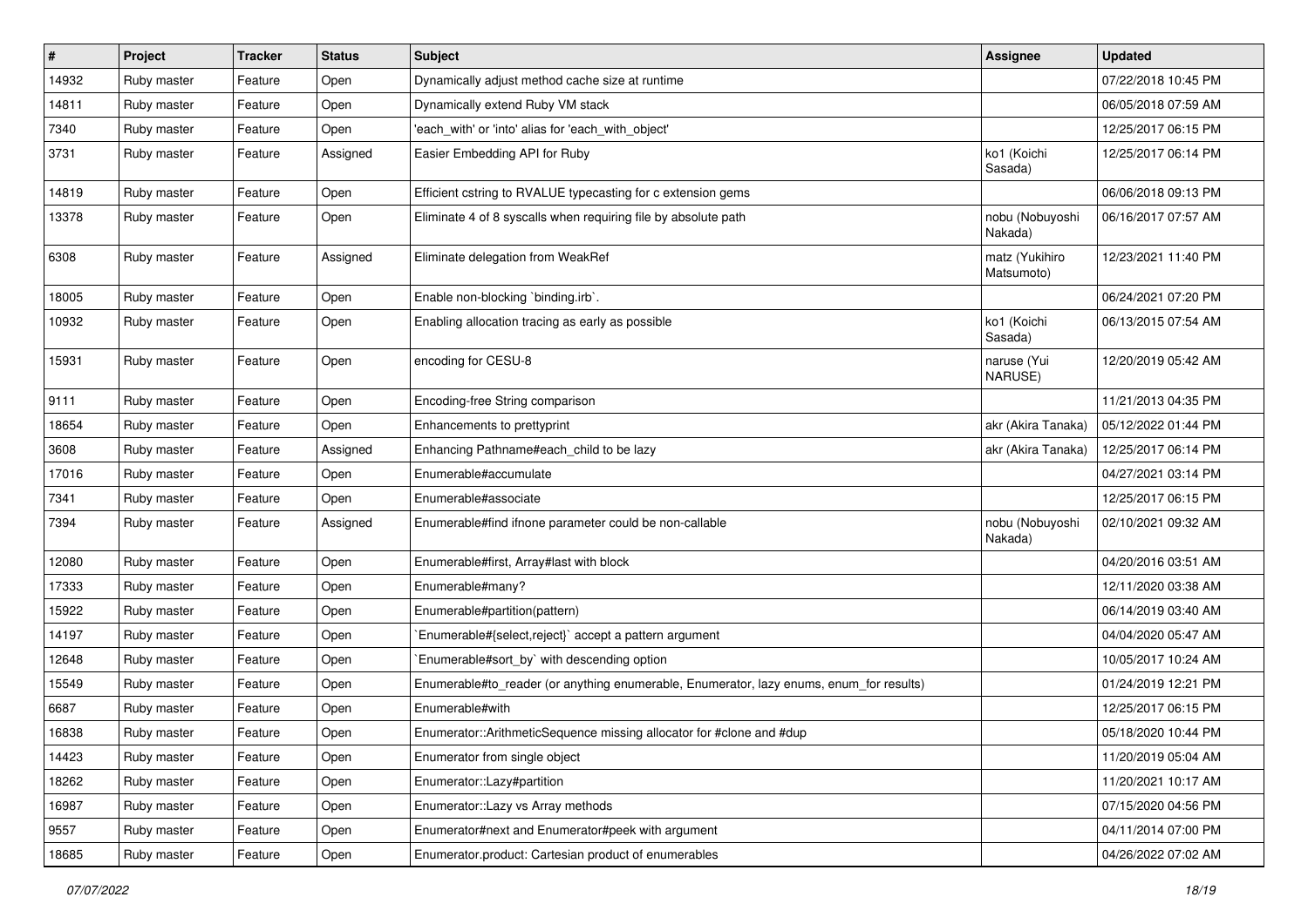| # | Project | Tracker | Status | Subject | Assignee | Updated |
| --- | --- | --- | --- | --- | --- | --- |
| 14932 | Ruby master | Feature | Open | Dynamically adjust method cache size at runtime | | 07/22/2018 10:45 PM |
| 14811 | Ruby master | Feature | Open | Dynamically extend Ruby VM stack | | 06/05/2018 07:59 AM |
| 7340 | Ruby master | Feature | Open | 'each_with' or 'into' alias for 'each_with_object' | | 12/25/2017 06:15 PM |
| 3731 | Ruby master | Feature | Assigned | Easier Embedding API for Ruby | ko1 (Koichi Sasada) | 12/25/2017 06:14 PM |
| 14819 | Ruby master | Feature | Open | Efficient cstring to RVALUE typecasting for c extension gems | | 06/06/2018 09:13 PM |
| 13378 | Ruby master | Feature | Open | Eliminate 4 of 8 syscalls when requiring file by absolute path | nobu (Nobuyoshi Nakada) | 06/16/2017 07:57 AM |
| 6308 | Ruby master | Feature | Assigned | Eliminate delegation from WeakRef | matz (Yukihiro Matsumoto) | 12/23/2021 11:40 PM |
| 18005 | Ruby master | Feature | Open | Enable non-blocking `binding.irb`. | | 06/24/2021 07:20 PM |
| 10932 | Ruby master | Feature | Open | Enabling allocation tracing as early as possible | ko1 (Koichi Sasada) | 06/13/2015 07:54 AM |
| 15931 | Ruby master | Feature | Open | encoding for CESU-8 | naruse (Yui NARUSE) | 12/20/2019 05:42 AM |
| 9111 | Ruby master | Feature | Open | Encoding-free String comparison | | 11/21/2013 04:35 PM |
| 18654 | Ruby master | Feature | Open | Enhancements to prettyprint | akr (Akira Tanaka) | 05/12/2022 01:44 PM |
| 3608 | Ruby master | Feature | Assigned | Enhancing Pathname#each_child to be lazy | akr (Akira Tanaka) | 12/25/2017 06:14 PM |
| 17016 | Ruby master | Feature | Open | Enumerable#accumulate | | 04/27/2021 03:14 PM |
| 7341 | Ruby master | Feature | Open | Enumerable#associate | | 12/25/2017 06:15 PM |
| 7394 | Ruby master | Feature | Assigned | Enumerable#find ifnone parameter could be non-callable | nobu (Nobuyoshi Nakada) | 02/10/2021 09:32 AM |
| 12080 | Ruby master | Feature | Open | Enumerable#first, Array#last with block | | 04/20/2016 03:51 AM |
| 17333 | Ruby master | Feature | Open | Enumerable#many? | | 12/11/2020 03:38 AM |
| 15922 | Ruby master | Feature | Open | Enumerable#partition(pattern) | | 06/14/2019 03:40 AM |
| 14197 | Ruby master | Feature | Open | `Enumerable#{select,reject}` accept a pattern argument | | 04/04/2020 05:47 AM |
| 12648 | Ruby master | Feature | Open | `Enumerable#sort_by` with descending option | | 10/05/2017 10:24 AM |
| 15549 | Ruby master | Feature | Open | Enumerable#to_reader (or anything enumerable, Enumerator, lazy enums, enum_for results) | | 01/24/2019 12:21 PM |
| 6687 | Ruby master | Feature | Open | Enumerable#with | | 12/25/2017 06:15 PM |
| 16838 | Ruby master | Feature | Open | Enumerator::ArithmeticSequence missing allocator for #clone and #dup | | 05/18/2020 10:44 PM |
| 14423 | Ruby master | Feature | Open | Enumerator from single object | | 11/20/2019 05:04 AM |
| 18262 | Ruby master | Feature | Open | Enumerator::Lazy#partition | | 11/20/2021 10:17 AM |
| 16987 | Ruby master | Feature | Open | Enumerator::Lazy vs Array methods | | 07/15/2020 04:56 PM |
| 9557 | Ruby master | Feature | Open | Enumerator#next and Enumerator#peek with argument | | 04/11/2014 07:00 PM |
| 18685 | Ruby master | Feature | Open | Enumerator.product: Cartesian product of enumerables | | 04/26/2022 07:02 AM |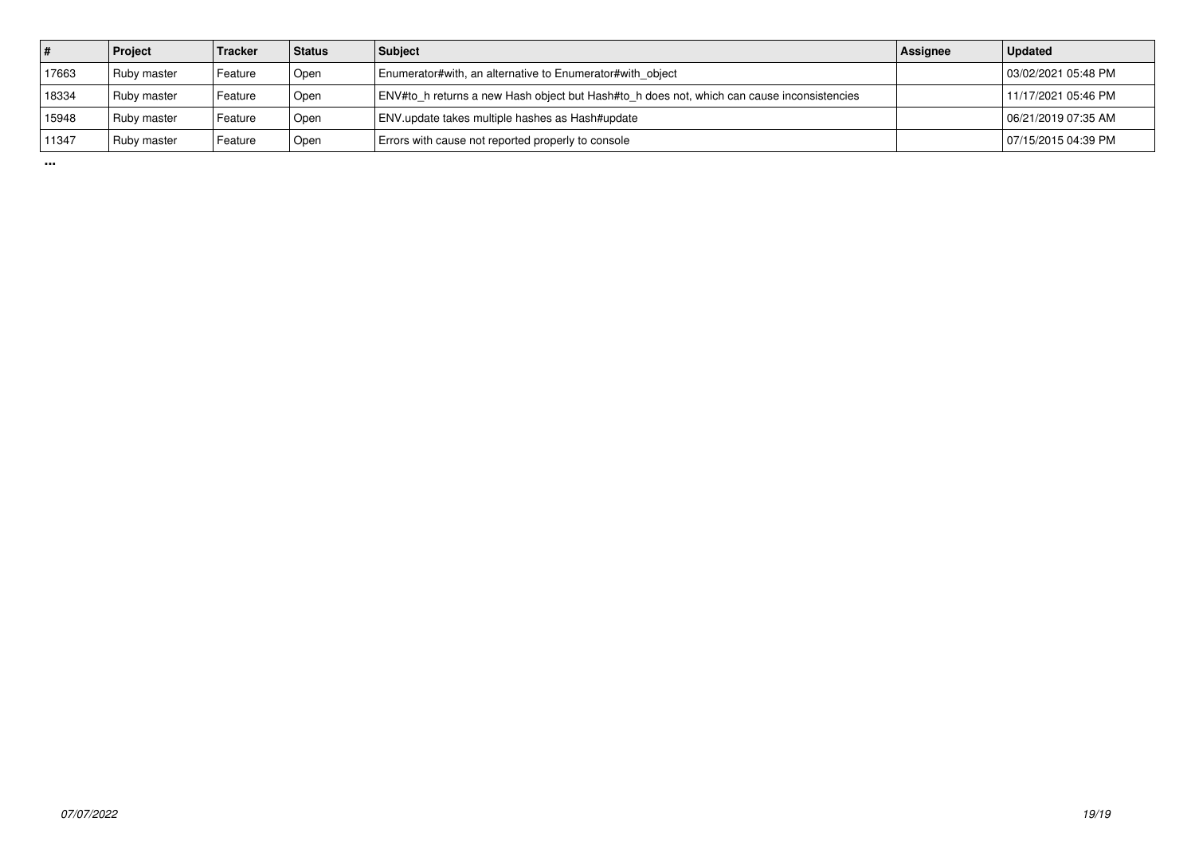| # | Project | Tracker | Status | Subject | Assignee | Updated |
|---|---|---|---|---|---|---|
| 17663 | Ruby master | Feature | Open | Enumerator#with, an alternative to Enumerator#with_object | | 03/02/2021 05:48 PM |
| 18334 | Ruby master | Feature | Open | ENV#to_h returns a new Hash object but Hash#to_h does not, which can cause inconsistencies | | 11/17/2021 05:46 PM |
| 15948 | Ruby master | Feature | Open | ENV.update takes multiple hashes as Hash#update | | 06/21/2019 07:35 AM |
| 11347 | Ruby master | Feature | Open | Errors with cause not reported properly to console | | 07/15/2015 04:39 PM |

...